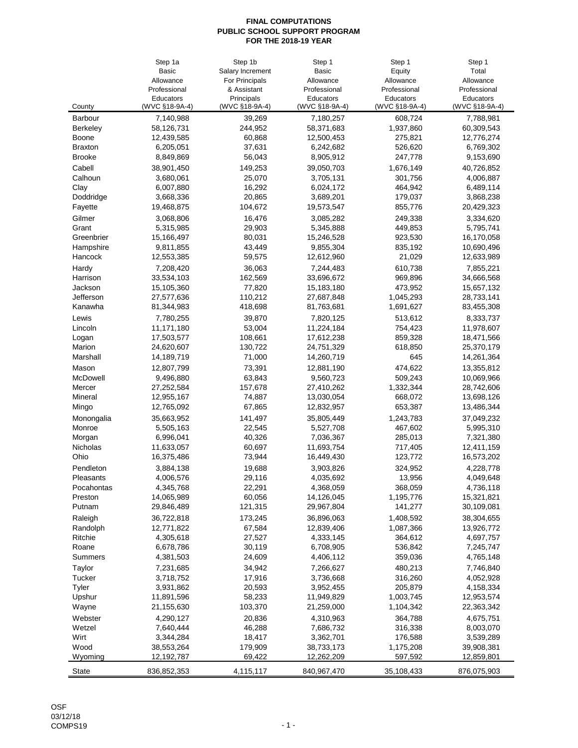# FINAL COMPUTATIONS
# PUBLIC SCHOOL SUPPORT PROGRAM
# FOR THE 2018-19 YEAR

| County | Step 1a Basic Allowance Professional Educators (WVC §18-9A-4) | Step 1b Salary Increment For Principals & Assistant Principals (WVC §18-9A-4) | Step 1 Basic Allowance Professional Educators (WVC §18-9A-4) | Step 1 Equity Allowance Professional Educators (WVC §18-9A-4) | Step 1 Total Allowance Professional Educators (WVC §18-9A-4) |
|---|---|---|---|---|---|
| Barbour | 7,140,988 | 39,269 | 7,180,257 | 608,724 | 7,788,981 |
| Berkeley | 58,126,731 | 244,952 | 58,371,683 | 1,937,860 | 60,309,543 |
| Boone | 12,439,585 | 60,868 | 12,500,453 | 275,821 | 12,776,274 |
| Braxton | 6,205,051 | 37,631 | 6,242,682 | 526,620 | 6,769,302 |
| Brooke | 8,849,869 | 56,043 | 8,905,912 | 247,778 | 9,153,690 |
| Cabell | 38,901,450 | 149,253 | 39,050,703 | 1,676,149 | 40,726,852 |
| Calhoun | 3,680,061 | 25,070 | 3,705,131 | 301,756 | 4,006,887 |
| Clay | 6,007,880 | 16,292 | 6,024,172 | 464,942 | 6,489,114 |
| Doddridge | 3,668,336 | 20,865 | 3,689,201 | 179,037 | 3,868,238 |
| Fayette | 19,468,875 | 104,672 | 19,573,547 | 855,776 | 20,429,323 |
| Gilmer | 3,068,806 | 16,476 | 3,085,282 | 249,338 | 3,334,620 |
| Grant | 5,315,985 | 29,903 | 5,345,888 | 449,853 | 5,795,741 |
| Greenbrier | 15,166,497 | 80,031 | 15,246,528 | 923,530 | 16,170,058 |
| Hampshire | 9,811,855 | 43,449 | 9,855,304 | 835,192 | 10,690,496 |
| Hancock | 12,553,385 | 59,575 | 12,612,960 | 21,029 | 12,633,989 |
| Hardy | 7,208,420 | 36,063 | 7,244,483 | 610,738 | 7,855,221 |
| Harrison | 33,534,103 | 162,569 | 33,696,672 | 969,896 | 34,666,568 |
| Jackson | 15,105,360 | 77,820 | 15,183,180 | 473,952 | 15,657,132 |
| Jefferson | 27,577,636 | 110,212 | 27,687,848 | 1,045,293 | 28,733,141 |
| Kanawha | 81,344,983 | 418,698 | 81,763,681 | 1,691,627 | 83,455,308 |
| Lewis | 7,780,255 | 39,870 | 7,820,125 | 513,612 | 8,333,737 |
| Lincoln | 11,171,180 | 53,004 | 11,224,184 | 754,423 | 11,978,607 |
| Logan | 17,503,577 | 108,661 | 17,612,238 | 859,328 | 18,471,566 |
| Marion | 24,620,607 | 130,722 | 24,751,329 | 618,850 | 25,370,179 |
| Marshall | 14,189,719 | 71,000 | 14,260,719 | 645 | 14,261,364 |
| Mason | 12,807,799 | 73,391 | 12,881,190 | 474,622 | 13,355,812 |
| McDowell | 9,496,880 | 63,843 | 9,560,723 | 509,243 | 10,069,966 |
| Mercer | 27,252,584 | 157,678 | 27,410,262 | 1,332,344 | 28,742,606 |
| Mineral | 12,955,167 | 74,887 | 13,030,054 | 668,072 | 13,698,126 |
| Mingo | 12,765,092 | 67,865 | 12,832,957 | 653,387 | 13,486,344 |
| Monongalia | 35,663,952 | 141,497 | 35,805,449 | 1,243,783 | 37,049,232 |
| Monroe | 5,505,163 | 22,545 | 5,527,708 | 467,602 | 5,995,310 |
| Morgan | 6,996,041 | 40,326 | 7,036,367 | 285,013 | 7,321,380 |
| Nicholas | 11,633,057 | 60,697 | 11,693,754 | 717,405 | 12,411,159 |
| Ohio | 16,375,486 | 73,944 | 16,449,430 | 123,772 | 16,573,202 |
| Pendleton | 3,884,138 | 19,688 | 3,903,826 | 324,952 | 4,228,778 |
| Pleasants | 4,006,576 | 29,116 | 4,035,692 | 13,956 | 4,049,648 |
| Pocahontas | 4,345,768 | 22,291 | 4,368,059 | 368,059 | 4,736,118 |
| Preston | 14,065,989 | 60,056 | 14,126,045 | 1,195,776 | 15,321,821 |
| Putnam | 29,846,489 | 121,315 | 29,967,804 | 141,277 | 30,109,081 |
| Raleigh | 36,722,818 | 173,245 | 36,896,063 | 1,408,592 | 38,304,655 |
| Randolph | 12,771,822 | 67,584 | 12,839,406 | 1,087,366 | 13,926,772 |
| Ritchie | 4,305,618 | 27,527 | 4,333,145 | 364,612 | 4,697,757 |
| Roane | 6,678,786 | 30,119 | 6,708,905 | 536,842 | 7,245,747 |
| Summers | 4,381,503 | 24,609 | 4,406,112 | 359,036 | 4,765,148 |
| Taylor | 7,231,685 | 34,942 | 7,266,627 | 480,213 | 7,746,840 |
| Tucker | 3,718,752 | 17,916 | 3,736,668 | 316,260 | 4,052,928 |
| Tyler | 3,931,862 | 20,593 | 3,952,455 | 205,879 | 4,158,334 |
| Upshur | 11,891,596 | 58,233 | 11,949,829 | 1,003,745 | 12,953,574 |
| Wayne | 21,155,630 | 103,370 | 21,259,000 | 1,104,342 | 22,363,342 |
| Webster | 4,290,127 | 20,836 | 4,310,963 | 364,788 | 4,675,751 |
| Wetzel | 7,640,444 | 46,288 | 7,686,732 | 316,338 | 8,003,070 |
| Wirt | 3,344,284 | 18,417 | 3,362,701 | 176,588 | 3,539,289 |
| Wood | 38,553,264 | 179,909 | 38,733,173 | 1,175,208 | 39,908,381 |
| Wyoming | 12,192,787 | 69,422 | 12,262,209 | 597,592 | 12,859,801 |
| State | 836,852,353 | 4,115,117 | 840,967,470 | 35,108,433 | 876,075,903 |

OSF
03/12/18
COMPS19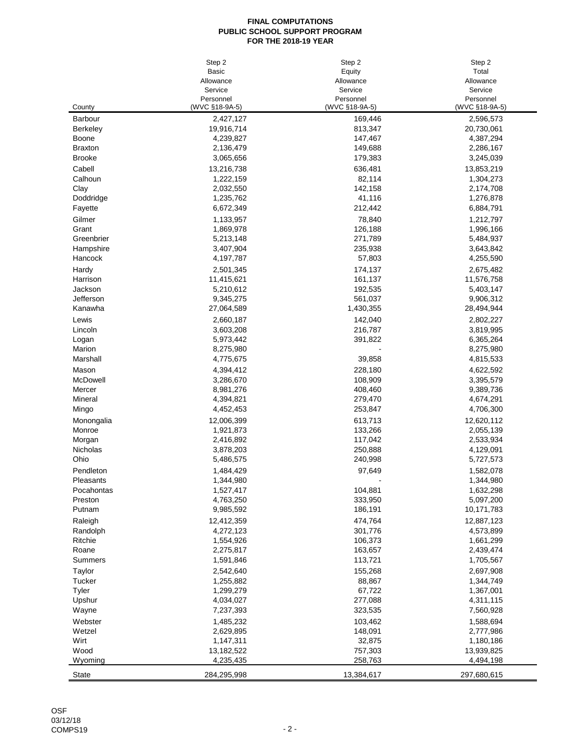**FINAL COMPUTATIONS**
**PUBLIC SCHOOL SUPPORT PROGRAM**
**FOR THE 2018-19 YEAR**

| County | Step 2 Basic Allowance Service Personnel (WVC §18-9A-5) | Step 2 Equity Allowance Service Personnel (WVC §18-9A-5) | Step 2 Total Allowance Service Personnel (WVC §18-9A-5) |
|---|---|---|---|
| Barbour | 2,427,127 | 169,446 | 2,596,573 |
| Berkeley | 19,916,714 | 813,347 | 20,730,061 |
| Boone | 4,239,827 | 147,467 | 4,387,294 |
| Braxton | 2,136,479 | 149,688 | 2,286,167 |
| Brooke | 3,065,656 | 179,383 | 3,245,039 |
| Cabell | 13,216,738 | 636,481 | 13,853,219 |
| Calhoun | 1,222,159 | 82,114 | 1,304,273 |
| Clay | 2,032,550 | 142,158 | 2,174,708 |
| Doddridge | 1,235,762 | 41,116 | 1,276,878 |
| Fayette | 6,672,349 | 212,442 | 6,884,791 |
| Gilmer | 1,133,957 | 78,840 | 1,212,797 |
| Grant | 1,869,978 | 126,188 | 1,996,166 |
| Greenbrier | 5,213,148 | 271,789 | 5,484,937 |
| Hampshire | 3,407,904 | 235,938 | 3,643,842 |
| Hancock | 4,197,787 | 57,803 | 4,255,590 |
| Hardy | 2,501,345 | 174,137 | 2,675,482 |
| Harrison | 11,415,621 | 161,137 | 11,576,758 |
| Jackson | 5,210,612 | 192,535 | 5,403,147 |
| Jefferson | 9,345,275 | 561,037 | 9,906,312 |
| Kanawha | 27,064,589 | 1,430,355 | 28,494,944 |
| Lewis | 2,660,187 | 142,040 | 2,802,227 |
| Lincoln | 3,603,208 | 216,787 | 3,819,995 |
| Logan | 5,973,442 | 391,822 | 6,365,264 |
| Marion | 8,275,980 | - | 8,275,980 |
| Marshall | 4,775,675 | 39,858 | 4,815,533 |
| Mason | 4,394,412 | 228,180 | 4,622,592 |
| McDowell | 3,286,670 | 108,909 | 3,395,579 |
| Mercer | 8,981,276 | 408,460 | 9,389,736 |
| Mineral | 4,394,821 | 279,470 | 4,674,291 |
| Mingo | 4,452,453 | 253,847 | 4,706,300 |
| Monongalia | 12,006,399 | 613,713 | 12,620,112 |
| Monroe | 1,921,873 | 133,266 | 2,055,139 |
| Morgan | 2,416,892 | 117,042 | 2,533,934 |
| Nicholas | 3,878,203 | 250,888 | 4,129,091 |
| Ohio | 5,486,575 | 240,998 | 5,727,573 |
| Pendleton | 1,484,429 | 97,649 | 1,582,078 |
| Pleasants | 1,344,980 | - | 1,344,980 |
| Pocahontas | 1,527,417 | 104,881 | 1,632,298 |
| Preston | 4,763,250 | 333,950 | 5,097,200 |
| Putnam | 9,985,592 | 186,191 | 10,171,783 |
| Raleigh | 12,412,359 | 474,764 | 12,887,123 |
| Randolph | 4,272,123 | 301,776 | 4,573,899 |
| Ritchie | 1,554,926 | 106,373 | 1,661,299 |
| Roane | 2,275,817 | 163,657 | 2,439,474 |
| Summers | 1,591,846 | 113,721 | 1,705,567 |
| Taylor | 2,542,640 | 155,268 | 2,697,908 |
| Tucker | 1,255,882 | 88,867 | 1,344,749 |
| Tyler | 1,299,279 | 67,722 | 1,367,001 |
| Upshur | 4,034,027 | 277,088 | 4,311,115 |
| Wayne | 7,237,393 | 323,535 | 7,560,928 |
| Webster | 1,485,232 | 103,462 | 1,588,694 |
| Wetzel | 2,629,895 | 148,091 | 2,777,986 |
| Wirt | 1,147,311 | 32,875 | 1,180,186 |
| Wood | 13,182,522 | 757,303 | 13,939,825 |
| Wyoming | 4,235,435 | 258,763 | 4,494,198 |
| State | 284,295,998 | 13,384,617 | 297,680,615 |

OSF
03/12/18
COMPS19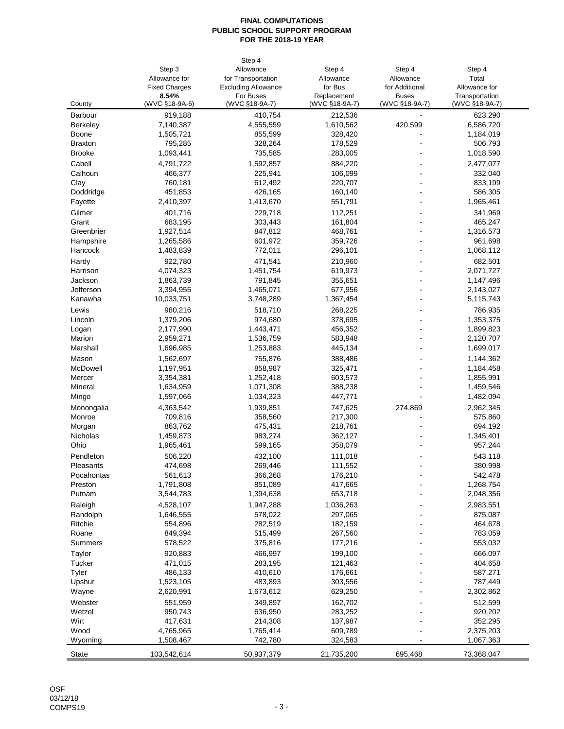**FINAL COMPUTATIONS**
**PUBLIC SCHOOL SUPPORT PROGRAM**
**FOR THE 2018-19 YEAR**

| County | Step 3 Allowance for Fixed Charges **8.54%** (WVC §18-9A-6) | Step 4 Allowance for Transportation Excluding Allowance For Buses (WVC §18-9A-7) | Step 4 Allowance for Bus Replacement (WVC §18-9A-7) | Step 4 Allowance for Additional Buses (WVC §18-9A-7) | Step 4 Total Allowance for Transportation (WVC §18-9A-7) |
|---|---|---|---|---|---|
| Barbour | 919,188 | 410,754 | 212,536 | - | 623,290 |
| Berkeley | 7,140,387 | 4,555,559 | 1,610,562 | 420,599 | 6,586,720 |
| Boone | 1,505,721 | 855,599 | 328,420 | - | 1,184,019 |
| Braxton | 795,285 | 328,264 | 178,529 | - | 506,793 |
| Brooke | 1,093,441 | 735,585 | 283,005 | - | 1,018,590 |
| Cabell | 4,791,722 | 1,592,857 | 884,220 | - | 2,477,077 |
| Calhoun | 466,377 | 225,941 | 106,099 | - | 332,040 |
| Clay | 760,181 | 612,492 | 220,707 | - | 833,199 |
| Doddridge | 451,853 | 426,165 | 160,140 | - | 586,305 |
| Fayette | 2,410,397 | 1,413,670 | 551,791 | - | 1,965,461 |
| Gilmer | 401,716 | 229,718 | 112,251 | - | 341,969 |
| Grant | 683,195 | 303,443 | 161,804 | - | 465,247 |
| Greenbrier | 1,927,514 | 847,812 | 468,761 | - | 1,316,573 |
| Hampshire | 1,265,586 | 601,972 | 359,726 | - | 961,698 |
| Hancock | 1,483,839 | 772,011 | 296,101 | - | 1,068,112 |
| Hardy | 922,780 | 471,541 | 210,960 | - | 682,501 |
| Harrison | 4,074,323 | 1,451,754 | 619,973 | - | 2,071,727 |
| Jackson | 1,863,739 | 791,845 | 355,651 | - | 1,147,496 |
| Jefferson | 3,394,955 | 1,465,071 | 677,956 | - | 2,143,027 |
| Kanawha | 10,033,751 | 3,748,289 | 1,367,454 | - | 5,115,743 |
| Lewis | 980,216 | 518,710 | 268,225 | - | 786,935 |
| Lincoln | 1,379,206 | 974,680 | 378,695 | - | 1,353,375 |
| Logan | 2,177,990 | 1,443,471 | 456,352 | - | 1,899,823 |
| Marion | 2,959,271 | 1,536,759 | 583,948 | - | 2,120,707 |
| Marshall | 1,696,985 | 1,253,883 | 445,134 | - | 1,699,017 |
| Mason | 1,562,697 | 755,876 | 388,486 | - | 1,144,362 |
| McDowell | 1,197,951 | 858,987 | 325,471 | - | 1,184,458 |
| Mercer | 3,354,381 | 1,252,418 | 603,573 | - | 1,855,991 |
| Mineral | 1,634,959 | 1,071,308 | 388,238 | - | 1,459,546 |
| Mingo | 1,597,066 | 1,034,323 | 447,771 | - | 1,482,094 |
| Monongalia | 4,363,542 | 1,939,851 | 747,625 | 274,869 | 2,962,345 |
| Monroe | 709,816 | 358,560 | 217,300 | - | 575,860 |
| Morgan | 863,762 | 475,431 | 218,761 | - | 694,192 |
| Nicholas | 1,459,873 | 983,274 | 362,127 | - | 1,345,401 |
| Ohio | 1,965,461 | 599,165 | 358,079 | - | 957,244 |
| Pendleton | 506,220 | 432,100 | 111,018 | - | 543,118 |
| Pleasants | 474,698 | 269,446 | 111,552 | - | 380,998 |
| Pocahontas | 561,613 | 366,268 | 176,210 | - | 542,478 |
| Preston | 1,791,808 | 851,089 | 417,665 | - | 1,268,754 |
| Putnam | 3,544,783 | 1,394,638 | 653,718 | - | 2,048,356 |
| Raleigh | 4,528,107 | 1,947,288 | 1,036,263 | - | 2,983,551 |
| Randolph | 1,646,555 | 578,022 | 297,065 | - | 875,087 |
| Ritchie | 554,896 | 282,519 | 182,159 | - | 464,678 |
| Roane | 849,394 | 515,499 | 267,560 | - | 783,059 |
| Summers | 578,522 | 375,816 | 177,216 | - | 553,032 |
| Taylor | 920,883 | 466,997 | 199,100 | - | 666,097 |
| Tucker | 471,015 | 283,195 | 121,463 | - | 404,658 |
| Tyler | 486,133 | 410,610 | 176,661 | - | 587,271 |
| Upshur | 1,523,105 | 483,893 | 303,556 | - | 787,449 |
| Wayne | 2,620,991 | 1,673,612 | 629,250 | - | 2,302,862 |
| Webster | 551,959 | 349,897 | 162,702 | - | 512,599 |
| Wetzel | 950,743 | 636,950 | 283,252 | - | 920,202 |
| Wirt | 417,631 | 214,308 | 137,987 | - | 352,295 |
| Wood | 4,765,965 | 1,765,414 | 609,789 | - | 2,375,203 |
| Wyoming | 1,508,467 | 742,780 | 324,583 | - | 1,067,363 |
| State | 103,542,614 | 50,937,379 | 21,735,200 | 695,468 | 73,368,047 |

OSF
03/12/18
COMPS19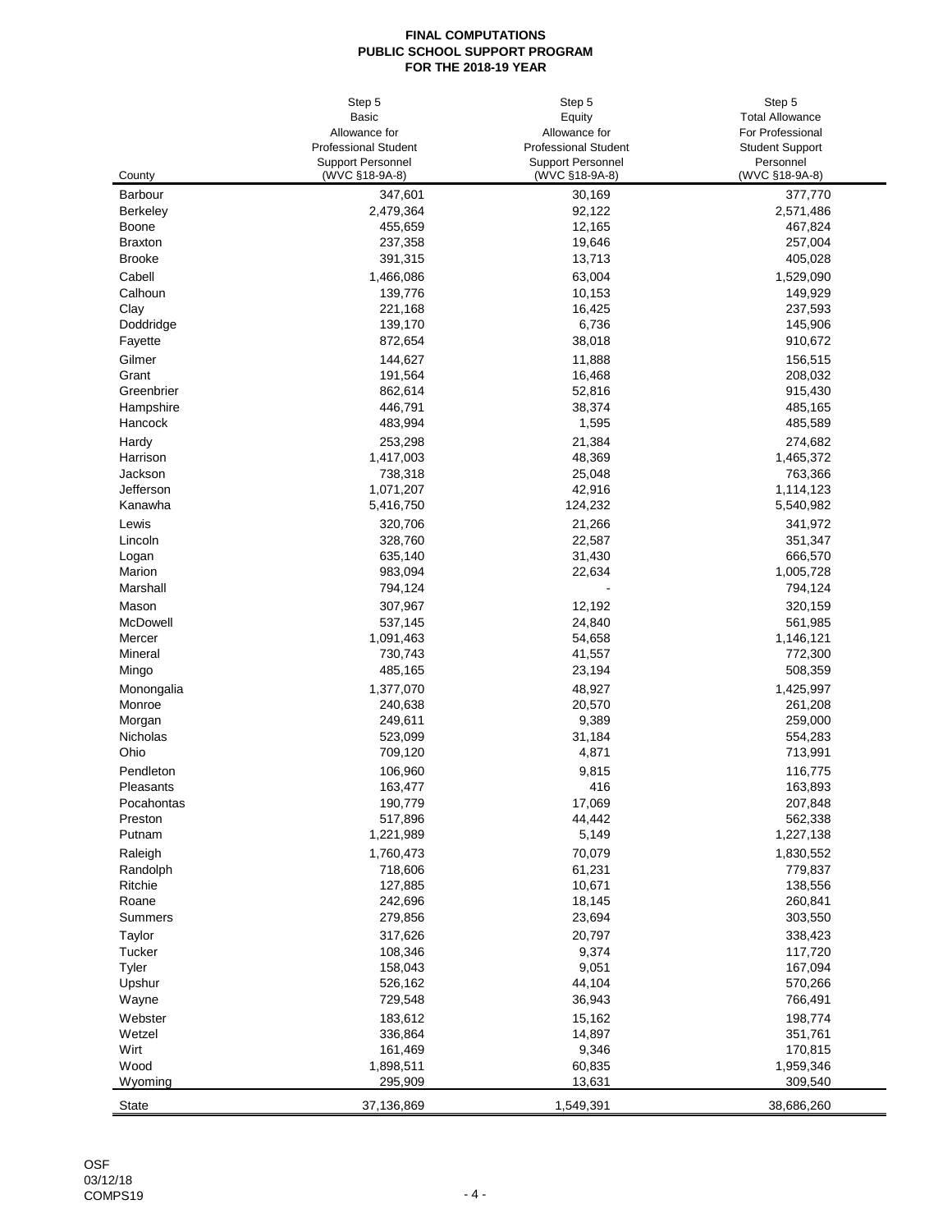**FINAL COMPUTATIONS**
**PUBLIC SCHOOL SUPPORT PROGRAM**
**FOR THE 2018-19 YEAR**

| County | Step 5 Basic Allowance for Professional Student Support Personnel (WVC §18-9A-8) | Step 5 Equity Allowance for Professional Student Support Personnel (WVC §18-9A-8) | Step 5 Total Allowance For Professional Student Support Personnel (WVC §18-9A-8) |
|---|---|---|---|
| Barbour | 347,601 | 30,169 | 377,770 |
| Berkeley | 2,479,364 | 92,122 | 2,571,486 |
| Boone | 455,659 | 12,165 | 467,824 |
| Braxton | 237,358 | 19,646 | 257,004 |
| Brooke | 391,315 | 13,713 | 405,028 |
| Cabell | 1,466,086 | 63,004 | 1,529,090 |
| Calhoun | 139,776 | 10,153 | 149,929 |
| Clay | 221,168 | 16,425 | 237,593 |
| Doddridge | 139,170 | 6,736 | 145,906 |
| Fayette | 872,654 | 38,018 | 910,672 |
| Gilmer | 144,627 | 11,888 | 156,515 |
| Grant | 191,564 | 16,468 | 208,032 |
| Greenbrier | 862,614 | 52,816 | 915,430 |
| Hampshire | 446,791 | 38,374 | 485,165 |
| Hancock | 483,994 | 1,595 | 485,589 |
| Hardy | 253,298 | 21,384 | 274,682 |
| Harrison | 1,417,003 | 48,369 | 1,465,372 |
| Jackson | 738,318 | 25,048 | 763,366 |
| Jefferson | 1,071,207 | 42,916 | 1,114,123 |
| Kanawha | 5,416,750 | 124,232 | 5,540,982 |
| Lewis | 320,706 | 21,266 | 341,972 |
| Lincoln | 328,760 | 22,587 | 351,347 |
| Logan | 635,140 | 31,430 | 666,570 |
| Marion | 983,094 | 22,634 | 1,005,728 |
| Marshall | 794,124 | - | 794,124 |
| Mason | 307,967 | 12,192 | 320,159 |
| McDowell | 537,145 | 24,840 | 561,985 |
| Mercer | 1,091,463 | 54,658 | 1,146,121 |
| Mineral | 730,743 | 41,557 | 772,300 |
| Mingo | 485,165 | 23,194 | 508,359 |
| Monongalia | 1,377,070 | 48,927 | 1,425,997 |
| Monroe | 240,638 | 20,570 | 261,208 |
| Morgan | 249,611 | 9,389 | 259,000 |
| Nicholas | 523,099 | 31,184 | 554,283 |
| Ohio | 709,120 | 4,871 | 713,991 |
| Pendleton | 106,960 | 9,815 | 116,775 |
| Pleasants | 163,477 | 416 | 163,893 |
| Pocahontas | 190,779 | 17,069 | 207,848 |
| Preston | 517,896 | 44,442 | 562,338 |
| Putnam | 1,221,989 | 5,149 | 1,227,138 |
| Raleigh | 1,760,473 | 70,079 | 1,830,552 |
| Randolph | 718,606 | 61,231 | 779,837 |
| Ritchie | 127,885 | 10,671 | 138,556 |
| Roane | 242,696 | 18,145 | 260,841 |
| Summers | 279,856 | 23,694 | 303,550 |
| Taylor | 317,626 | 20,797 | 338,423 |
| Tucker | 108,346 | 9,374 | 117,720 |
| Tyler | 158,043 | 9,051 | 167,094 |
| Upshur | 526,162 | 44,104 | 570,266 |
| Wayne | 729,548 | 36,943 | 766,491 |
| Webster | 183,612 | 15,162 | 198,774 |
| Wetzel | 336,864 | 14,897 | 351,761 |
| Wirt | 161,469 | 9,346 | 170,815 |
| Wood | 1,898,511 | 60,835 | 1,959,346 |
| Wyoming | 295,909 | 13,631 | 309,540 |
| State | 37,136,869 | 1,549,391 | 38,686,260 |

OSF
03/12/18
COMPS19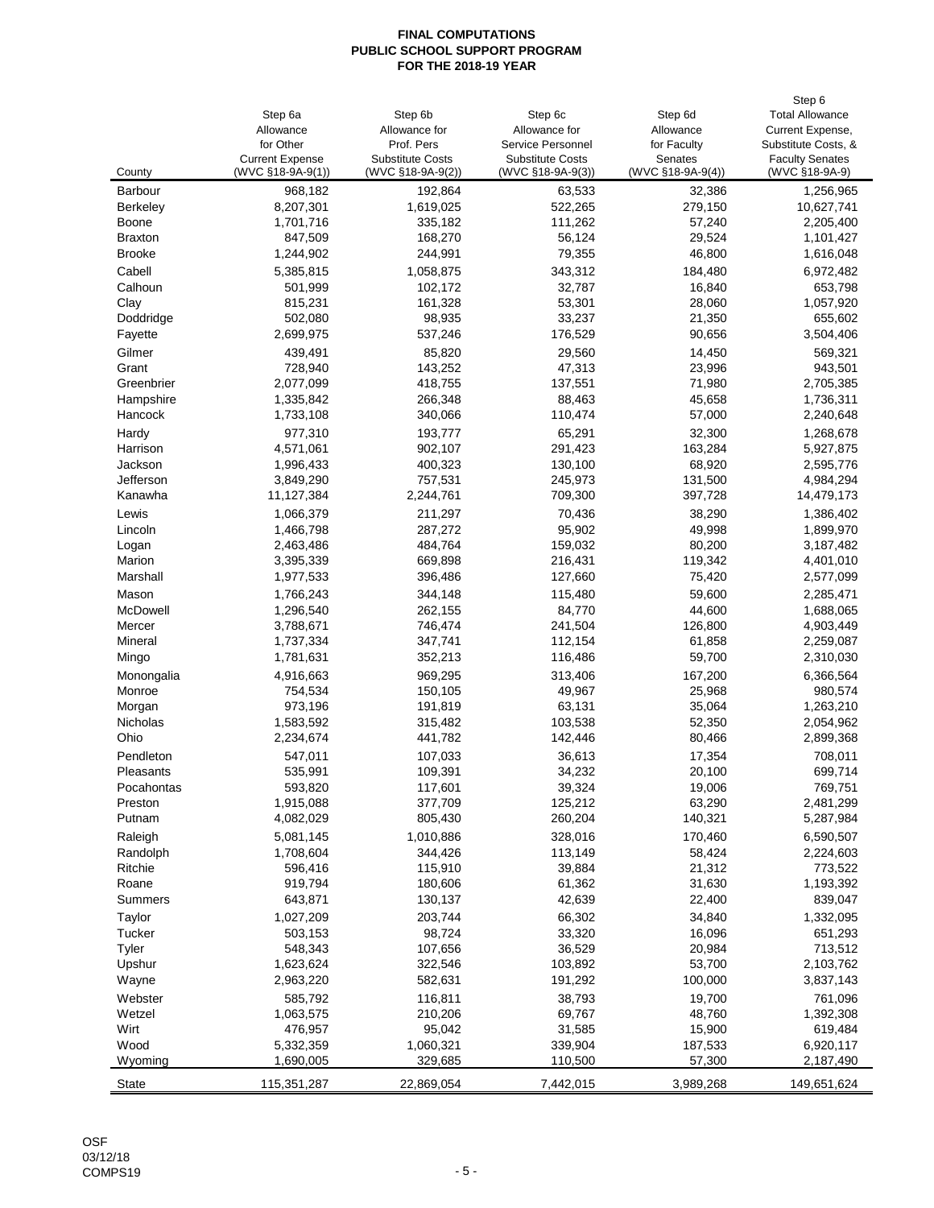**FINAL COMPUTATIONS**
**PUBLIC SCHOOL SUPPORT PROGRAM**
**FOR THE 2018-19 YEAR**

| County | Step 6a Allowance for Other Current Expense (WVC §18-9A-9(1)) | Step 6b Allowance for Prof. Pers Substitute Costs (WVC §18-9A-9(2)) | Step 6c Allowance for Service Personnel Substitute Costs (WVC §18-9A-9(3)) | Step 6d Allowance for Faculty Senates (WVC §18-9A-9(4)) | Step 6 Total Allowance Current Expense, Substitute Costs, & Faculty Senates (WVC §18-9A-9) |
|---|---|---|---|---|---|
| Barbour | 968,182 | 192,864 | 63,533 | 32,386 | 1,256,965 |
| Berkeley | 8,207,301 | 1,619,025 | 522,265 | 279,150 | 10,627,741 |
| Boone | 1,701,716 | 335,182 | 111,262 | 57,240 | 2,205,400 |
| Braxton | 847,509 | 168,270 | 56,124 | 29,524 | 1,101,427 |
| Brooke | 1,244,902 | 244,991 | 79,355 | 46,800 | 1,616,048 |
| Cabell | 5,385,815 | 1,058,875 | 343,312 | 184,480 | 6,972,482 |
| Calhoun | 501,999 | 102,172 | 32,787 | 16,840 | 653,798 |
| Clay | 815,231 | 161,328 | 53,301 | 28,060 | 1,057,920 |
| Doddridge | 502,080 | 98,935 | 33,237 | 21,350 | 655,602 |
| Fayette | 2,699,975 | 537,246 | 176,529 | 90,656 | 3,504,406 |
| Gilmer | 439,491 | 85,820 | 29,560 | 14,450 | 569,321 |
| Grant | 728,940 | 143,252 | 47,313 | 23,996 | 943,501 |
| Greenbrier | 2,077,099 | 418,755 | 137,551 | 71,980 | 2,705,385 |
| Hampshire | 1,335,842 | 266,348 | 88,463 | 45,658 | 1,736,311 |
| Hancock | 1,733,108 | 340,066 | 110,474 | 57,000 | 2,240,648 |
| Hardy | 977,310 | 193,777 | 65,291 | 32,300 | 1,268,678 |
| Harrison | 4,571,061 | 902,107 | 291,423 | 163,284 | 5,927,875 |
| Jackson | 1,996,433 | 400,323 | 130,100 | 68,920 | 2,595,776 |
| Jefferson | 3,849,290 | 757,531 | 245,973 | 131,500 | 4,984,294 |
| Kanawha | 11,127,384 | 2,244,761 | 709,300 | 397,728 | 14,479,173 |
| Lewis | 1,066,379 | 211,297 | 70,436 | 38,290 | 1,386,402 |
| Lincoln | 1,466,798 | 287,272 | 95,902 | 49,998 | 1,899,970 |
| Logan | 2,463,486 | 484,764 | 159,032 | 80,200 | 3,187,482 |
| Marion | 3,395,339 | 669,898 | 216,431 | 119,342 | 4,401,010 |
| Marshall | 1,977,533 | 396,486 | 127,660 | 75,420 | 2,577,099 |
| Mason | 1,766,243 | 344,148 | 115,480 | 59,600 | 2,285,471 |
| McDowell | 1,296,540 | 262,155 | 84,770 | 44,600 | 1,688,065 |
| Mercer | 3,788,671 | 746,474 | 241,504 | 126,800 | 4,903,449 |
| Mineral | 1,737,334 | 347,741 | 112,154 | 61,858 | 2,259,087 |
| Mingo | 1,781,631 | 352,213 | 116,486 | 59,700 | 2,310,030 |
| Monongalia | 4,916,663 | 969,295 | 313,406 | 167,200 | 6,366,564 |
| Monroe | 754,534 | 150,105 | 49,967 | 25,968 | 980,574 |
| Morgan | 973,196 | 191,819 | 63,131 | 35,064 | 1,263,210 |
| Nicholas | 1,583,592 | 315,482 | 103,538 | 52,350 | 2,054,962 |
| Ohio | 2,234,674 | 441,782 | 142,446 | 80,466 | 2,899,368 |
| Pendleton | 547,011 | 107,033 | 36,613 | 17,354 | 708,011 |
| Pleasants | 535,991 | 109,391 | 34,232 | 20,100 | 699,714 |
| Pocahontas | 593,820 | 117,601 | 39,324 | 19,006 | 769,751 |
| Preston | 1,915,088 | 377,709 | 125,212 | 63,290 | 2,481,299 |
| Putnam | 4,082,029 | 805,430 | 260,204 | 140,321 | 5,287,984 |
| Raleigh | 5,081,145 | 1,010,886 | 328,016 | 170,460 | 6,590,507 |
| Randolph | 1,708,604 | 344,426 | 113,149 | 58,424 | 2,224,603 |
| Ritchie | 596,416 | 115,910 | 39,884 | 21,312 | 773,522 |
| Roane | 919,794 | 180,606 | 61,362 | 31,630 | 1,193,392 |
| Summers | 643,871 | 130,137 | 42,639 | 22,400 | 839,047 |
| Taylor | 1,027,209 | 203,744 | 66,302 | 34,840 | 1,332,095 |
| Tucker | 503,153 | 98,724 | 33,320 | 16,096 | 651,293 |
| Tyler | 548,343 | 107,656 | 36,529 | 20,984 | 713,512 |
| Upshur | 1,623,624 | 322,546 | 103,892 | 53,700 | 2,103,762 |
| Wayne | 2,963,220 | 582,631 | 191,292 | 100,000 | 3,837,143 |
| Webster | 585,792 | 116,811 | 38,793 | 19,700 | 761,096 |
| Wetzel | 1,063,575 | 210,206 | 69,767 | 48,760 | 1,392,308 |
| Wirt | 476,957 | 95,042 | 31,585 | 15,900 | 619,484 |
| Wood | 5,332,359 | 1,060,321 | 339,904 | 187,533 | 6,920,117 |
| Wyoming | 1,690,005 | 329,685 | 110,500 | 57,300 | 2,187,490 |
| State | 115,351,287 | 22,869,054 | 7,442,015 | 3,989,268 | 149,651,624 |

OSF
03/12/18
COMPS19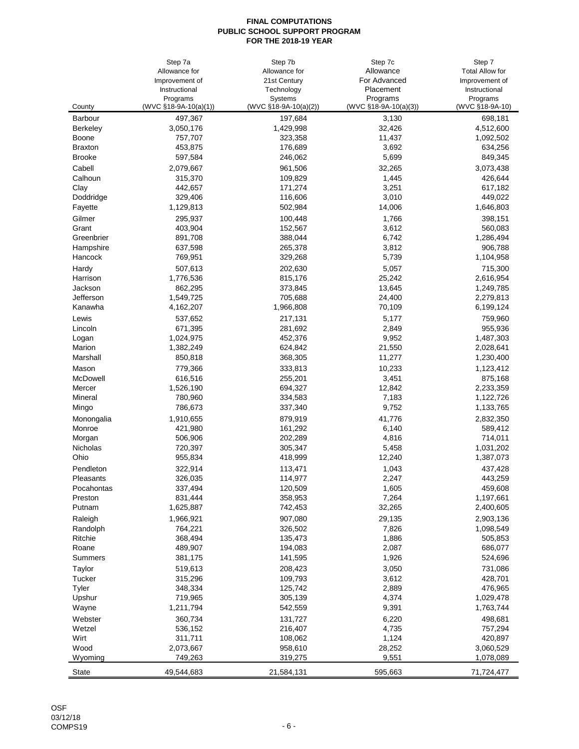**FINAL COMPUTATIONS**
**PUBLIC SCHOOL SUPPORT PROGRAM**
**FOR THE 2018-19 YEAR**

| County | Step 7a Allowance for Improvement of Instructional Programs (WVC §18-9A-10(a)(1)) | Step 7b Allowance for 21st Century Technology Systems (WVC §18-9A-10(a)(2)) | Step 7c Allowance For Advanced Placement Programs (WVC §18-9A-10(a)(3)) | Step 7 Total Allow for Improvement of Instructional Programs (WVC §18-9A-10) |
|---|---|---|---|---|
| Barbour | 497,367 | 197,684 | 3,130 | 698,181 |
| Berkeley | 3,050,176 | 1,429,998 | 32,426 | 4,512,600 |
| Boone | 757,707 | 323,358 | 11,437 | 1,092,502 |
| Braxton | 453,875 | 176,689 | 3,692 | 634,256 |
| Brooke | 597,584 | 246,062 | 5,699 | 849,345 |
| Cabell | 2,079,667 | 961,506 | 32,265 | 3,073,438 |
| Calhoun | 315,370 | 109,829 | 1,445 | 426,644 |
| Clay | 442,657 | 171,274 | 3,251 | 617,182 |
| Doddridge | 329,406 | 116,606 | 3,010 | 449,022 |
| Fayette | 1,129,813 | 502,984 | 14,006 | 1,646,803 |
| Gilmer | 295,937 | 100,448 | 1,766 | 398,151 |
| Grant | 403,904 | 152,567 | 3,612 | 560,083 |
| Greenbrier | 891,708 | 388,044 | 6,742 | 1,286,494 |
| Hampshire | 637,598 | 265,378 | 3,812 | 906,788 |
| Hancock | 769,951 | 329,268 | 5,739 | 1,104,958 |
| Hardy | 507,613 | 202,630 | 5,057 | 715,300 |
| Harrison | 1,776,536 | 815,176 | 25,242 | 2,616,954 |
| Jackson | 862,295 | 373,845 | 13,645 | 1,249,785 |
| Jefferson | 1,549,725 | 705,688 | 24,400 | 2,279,813 |
| Kanawha | 4,162,207 | 1,966,808 | 70,109 | 6,199,124 |
| Lewis | 537,652 | 217,131 | 5,177 | 759,960 |
| Lincoln | 671,395 | 281,692 | 2,849 | 955,936 |
| Logan | 1,024,975 | 452,376 | 9,952 | 1,487,303 |
| Marion | 1,382,249 | 624,842 | 21,550 | 2,028,641 |
| Marshall | 850,818 | 368,305 | 11,277 | 1,230,400 |
| Mason | 779,366 | 333,813 | 10,233 | 1,123,412 |
| McDowell | 616,516 | 255,201 | 3,451 | 875,168 |
| Mercer | 1,526,190 | 694,327 | 12,842 | 2,233,359 |
| Mineral | 780,960 | 334,583 | 7,183 | 1,122,726 |
| Mingo | 786,673 | 337,340 | 9,752 | 1,133,765 |
| Monongalia | 1,910,655 | 879,919 | 41,776 | 2,832,350 |
| Monroe | 421,980 | 161,292 | 6,140 | 589,412 |
| Morgan | 506,906 | 202,289 | 4,816 | 714,011 |
| Nicholas | 720,397 | 305,347 | 5,458 | 1,031,202 |
| Ohio | 955,834 | 418,999 | 12,240 | 1,387,073 |
| Pendleton | 322,914 | 113,471 | 1,043 | 437,428 |
| Pleasants | 326,035 | 114,977 | 2,247 | 443,259 |
| Pocahontas | 337,494 | 120,509 | 1,605 | 459,608 |
| Preston | 831,444 | 358,953 | 7,264 | 1,197,661 |
| Putnam | 1,625,887 | 742,453 | 32,265 | 2,400,605 |
| Raleigh | 1,966,921 | 907,080 | 29,135 | 2,903,136 |
| Randolph | 764,221 | 326,502 | 7,826 | 1,098,549 |
| Ritchie | 368,494 | 135,473 | 1,886 | 505,853 |
| Roane | 489,907 | 194,083 | 2,087 | 686,077 |
| Summers | 381,175 | 141,595 | 1,926 | 524,696 |
| Taylor | 519,613 | 208,423 | 3,050 | 731,086 |
| Tucker | 315,296 | 109,793 | 3,612 | 428,701 |
| Tyler | 348,334 | 125,742 | 2,889 | 476,965 |
| Upshur | 719,965 | 305,139 | 4,374 | 1,029,478 |
| Wayne | 1,211,794 | 542,559 | 9,391 | 1,763,744 |
| Webster | 360,734 | 131,727 | 6,220 | 498,681 |
| Wetzel | 536,152 | 216,407 | 4,735 | 757,294 |
| Wirt | 311,711 | 108,062 | 1,124 | 420,897 |
| Wood | 2,073,667 | 958,610 | 28,252 | 3,060,529 |
| Wyoming | 749,263 | 319,275 | 9,551 | 1,078,089 |
| State | 49,544,683 | 21,584,131 | 595,663 | 71,724,477 |

OSF
03/12/18
COMPS19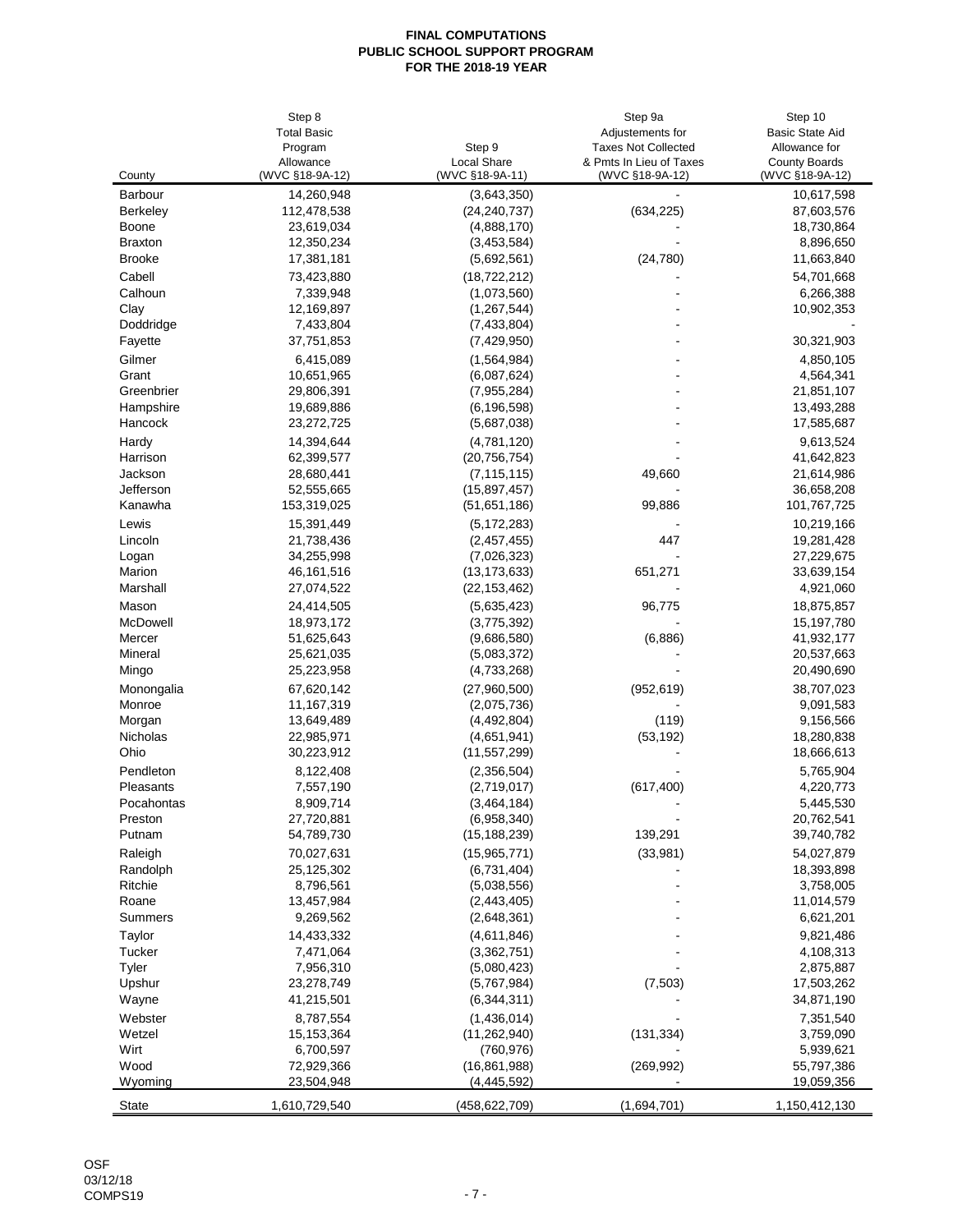**FINAL COMPUTATIONS**
**PUBLIC SCHOOL SUPPORT PROGRAM**
**FOR THE 2018-19 YEAR**

| County | Step 8 Total Basic Program Allowance (WVC §18-9A-12) | Step 9 Local Share (WVC §18-9A-11) | Step 9a Adjustements for Taxes Not Collected & Pmts In Lieu of Taxes (WVC §18-9A-12) | Step 10 Basic State Aid Allowance for County Boards (WVC §18-9A-12) |
|---|---|---|---|---|
| Barbour | 14,260,948 | (3,643,350) | - | 10,617,598 |
| Berkeley | 112,478,538 | (24,240,737) | (634,225) | 87,603,576 |
| Boone | 23,619,034 | (4,888,170) | - | 18,730,864 |
| Braxton | 12,350,234 | (3,453,584) | - | 8,896,650 |
| Brooke | 17,381,181 | (5,692,561) | (24,780) | 11,663,840 |
| Cabell | 73,423,880 | (18,722,212) | - | 54,701,668 |
| Calhoun | 7,339,948 | (1,073,560) | - | 6,266,388 |
| Clay | 12,169,897 | (1,267,544) | - | 10,902,353 |
| Doddridge | 7,433,804 | (7,433,804) | - | - |
| Fayette | 37,751,853 | (7,429,950) | - | 30,321,903 |
| Gilmer | 6,415,089 | (1,564,984) | - | 4,850,105 |
| Grant | 10,651,965 | (6,087,624) | - | 4,564,341 |
| Greenbrier | 29,806,391 | (7,955,284) | - | 21,851,107 |
| Hampshire | 19,689,886 | (6,196,598) | - | 13,493,288 |
| Hancock | 23,272,725 | (5,687,038) | - | 17,585,687 |
| Hardy | 14,394,644 | (4,781,120) | - | 9,613,524 |
| Harrison | 62,399,577 | (20,756,754) | - | 41,642,823 |
| Jackson | 28,680,441 | (7,115,115) | 49,660 | 21,614,986 |
| Jefferson | 52,555,665 | (15,897,457) | - | 36,658,208 |
| Kanawha | 153,319,025 | (51,651,186) | 99,886 | 101,767,725 |
| Lewis | 15,391,449 | (5,172,283) | - | 10,219,166 |
| Lincoln | 21,738,436 | (2,457,455) | 447 | 19,281,428 |
| Logan | 34,255,998 | (7,026,323) | - | 27,229,675 |
| Marion | 46,161,516 | (13,173,633) | 651,271 | 33,639,154 |
| Marshall | 27,074,522 | (22,153,462) | - | 4,921,060 |
| Mason | 24,414,505 | (5,635,423) | 96,775 | 18,875,857 |
| McDowell | 18,973,172 | (3,775,392) | - | 15,197,780 |
| Mercer | 51,625,643 | (9,686,580) | (6,886) | 41,932,177 |
| Mineral | 25,621,035 | (5,083,372) | - | 20,537,663 |
| Mingo | 25,223,958 | (4,733,268) | - | 20,490,690 |
| Monongalia | 67,620,142 | (27,960,500) | (952,619) | 38,707,023 |
| Monroe | 11,167,319 | (2,075,736) | - | 9,091,583 |
| Morgan | 13,649,489 | (4,492,804) | (119) | 9,156,566 |
| Nicholas | 22,985,971 | (4,651,941) | (53,192) | 18,280,838 |
| Ohio | 30,223,912 | (11,557,299) | - | 18,666,613 |
| Pendleton | 8,122,408 | (2,356,504) | - | 5,765,904 |
| Pleasants | 7,557,190 | (2,719,017) | (617,400) | 4,220,773 |
| Pocahontas | 8,909,714 | (3,464,184) | - | 5,445,530 |
| Preston | 27,720,881 | (6,958,340) | - | 20,762,541 |
| Putnam | 54,789,730 | (15,188,239) | 139,291 | 39,740,782 |
| Raleigh | 70,027,631 | (15,965,771) | (33,981) | 54,027,879 |
| Randolph | 25,125,302 | (6,731,404) | - | 18,393,898 |
| Ritchie | 8,796,561 | (5,038,556) | - | 3,758,005 |
| Roane | 13,457,984 | (2,443,405) | - | 11,014,579 |
| Summers | 9,269,562 | (2,648,361) | - | 6,621,201 |
| Taylor | 14,433,332 | (4,611,846) | - | 9,821,486 |
| Tucker | 7,471,064 | (3,362,751) | - | 4,108,313 |
| Tyler | 7,956,310 | (5,080,423) | - | 2,875,887 |
| Upshur | 23,278,749 | (5,767,984) | (7,503) | 17,503,262 |
| Wayne | 41,215,501 | (6,344,311) | - | 34,871,190 |
| Webster | 8,787,554 | (1,436,014) | - | 7,351,540 |
| Wetzel | 15,153,364 | (11,262,940) | (131,334) | 3,759,090 |
| Wirt | 6,700,597 | (760,976) | - | 5,939,621 |
| Wood | 72,929,366 | (16,861,988) | (269,992) | 55,797,386 |
| Wyoming | 23,504,948 | (4,445,592) | - | 19,059,356 |
| State | 1,610,729,540 | (458,622,709) | (1,694,701) | 1,150,412,130 |

OSF
03/12/18
COMPS19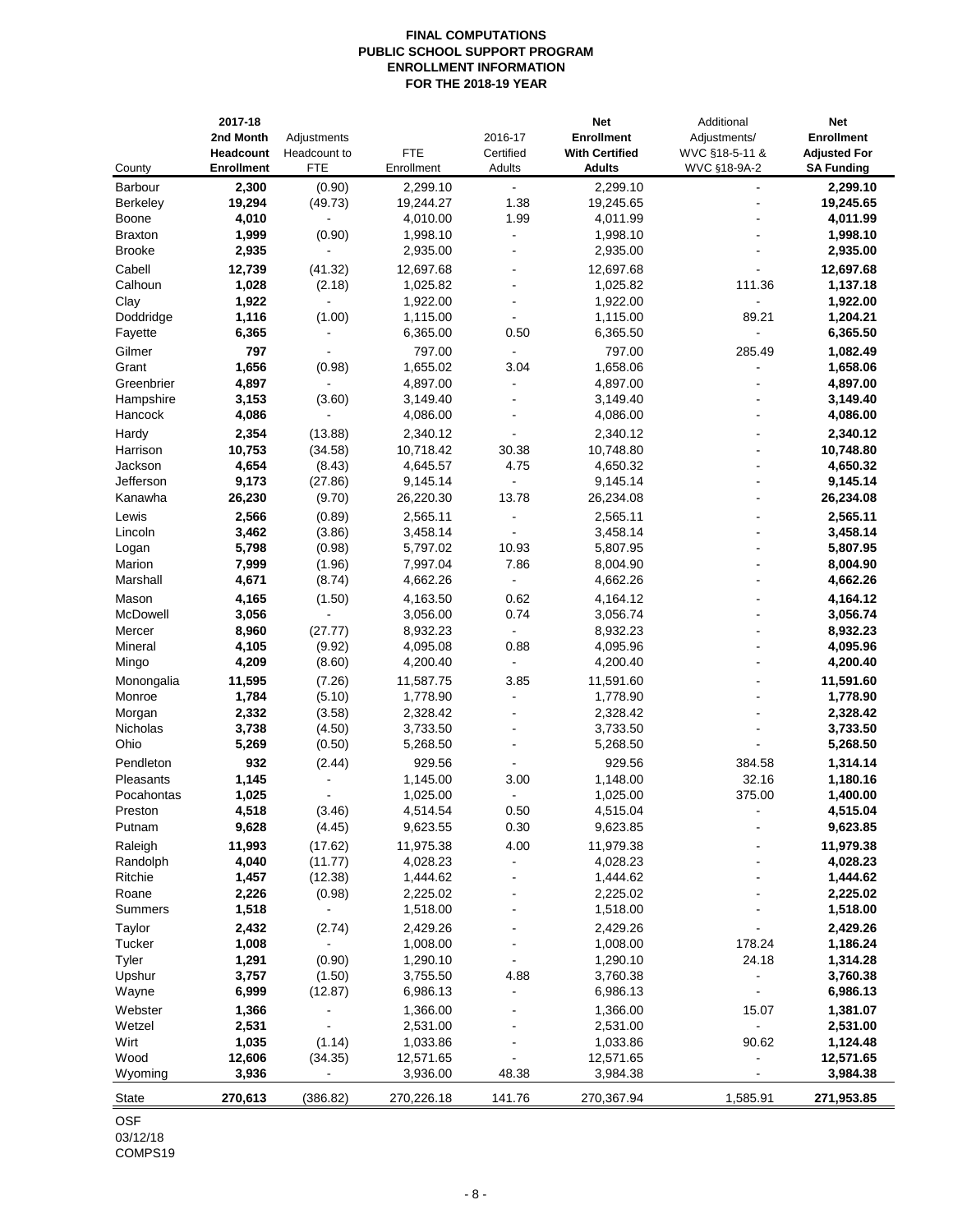# FINAL COMPUTATIONS
## PUBLIC SCHOOL SUPPORT PROGRAM
## ENROLLMENT INFORMATION
## FOR THE 2018-19 YEAR

| County | 2017-18 2nd Month Headcount Enrollment | Adjustments Headcount to FTE | FTE Enrollment | 2016-17 Certified Adults | Net Enrollment With Certified Adults | Additional Adjustments/ WVC §18-5-11 & WVC §18-9A-2 | Net Enrollment Adjusted For SA Funding |
|---|---|---|---|---|---|---|---|
| Barbour | **2,300** | (0.90) | 2,299.10 | - | 2,299.10 | - | **2,299.10** |
| Berkeley | **19,294** | (49.73) | 19,244.27 | 1.38 | 19,245.65 | - | **19,245.65** |
| Boone | **4,010** | - | 4,010.00 | 1.99 | 4,011.99 | - | **4,011.99** |
| Braxton | **1,999** | (0.90) | 1,998.10 | - | 1,998.10 | - | **1,998.10** |
| Brooke | **2,935** | - | 2,935.00 | - | 2,935.00 | - | **2,935.00** |
| Cabell | **12,739** | (41.32) | 12,697.68 | - | 12,697.68 | - | **12,697.68** |
| Calhoun | **1,028** | (2.18) | 1,025.82 | - | 1,025.82 | 111.36 | **1,137.18** |
| Clay | **1,922** | - | 1,922.00 | - | 1,922.00 | - | **1,922.00** |
| Doddridge | **1,116** | (1.00) | 1,115.00 | - | 1,115.00 | 89.21 | **1,204.21** |
| Fayette | **6,365** | - | 6,365.00 | 0.50 | 6,365.50 | - | **6,365.50** |
| Gilmer | **797** | - | 797.00 | - | 797.00 | 285.49 | **1,082.49** |
| Grant | **1,656** | (0.98) | 1,655.02 | 3.04 | 1,658.06 | - | **1,658.06** |
| Greenbrier | **4,897** | - | 4,897.00 | - | 4,897.00 | - | **4,897.00** |
| Hampshire | **3,153** | (3.60) | 3,149.40 | - | 3,149.40 | - | **3,149.40** |
| Hancock | **4,086** | - | 4,086.00 | - | 4,086.00 | - | **4,086.00** |
| Hardy | **2,354** | (13.88) | 2,340.12 | - | 2,340.12 | - | **2,340.12** |
| Harrison | **10,753** | (34.58) | 10,718.42 | 30.38 | 10,748.80 | - | **10,748.80** |
| Jackson | **4,654** | (8.43) | 4,645.57 | 4.75 | 4,650.32 | - | **4,650.32** |
| Jefferson | **9,173** | (27.86) | 9,145.14 | - | 9,145.14 | - | **9,145.14** |
| Kanawha | **26,230** | (9.70) | 26,220.30 | 13.78 | 26,234.08 | - | **26,234.08** |
| Lewis | **2,566** | (0.89) | 2,565.11 | - | 2,565.11 | - | **2,565.11** |
| Lincoln | **3,462** | (3.86) | 3,458.14 | - | 3,458.14 | - | **3,458.14** |
| Logan | **5,798** | (0.98) | 5,797.02 | 10.93 | 5,807.95 | - | **5,807.95** |
| Marion | **7,999** | (1.96) | 7,997.04 | 7.86 | 8,004.90 | - | **8,004.90** |
| Marshall | **4,671** | (8.74) | 4,662.26 | - | 4,662.26 | - | **4,662.26** |
| Mason | **4,165** | (1.50) | 4,163.50 | 0.62 | 4,164.12 | - | **4,164.12** |
| McDowell | **3,056** | - | 3,056.00 | 0.74 | 3,056.74 | - | **3,056.74** |
| Mercer | **8,960** | (27.77) | 8,932.23 | - | 8,932.23 | - | **8,932.23** |
| Mineral | **4,105** | (9.92) | 4,095.08 | 0.88 | 4,095.96 | - | **4,095.96** |
| Mingo | **4,209** | (8.60) | 4,200.40 | - | 4,200.40 | - | **4,200.40** |
| Monongalia | **11,595** | (7.26) | 11,587.75 | 3.85 | 11,591.60 | - | **11,591.60** |
| Monroe | **1,784** | (5.10) | 1,778.90 | - | 1,778.90 | - | **1,778.90** |
| Morgan | **2,332** | (3.58) | 2,328.42 | - | 2,328.42 | - | **2,328.42** |
| Nicholas | **3,738** | (4.50) | 3,733.50 | - | 3,733.50 | - | **3,733.50** |
| Ohio | **5,269** | (0.50) | 5,268.50 | - | 5,268.50 | - | **5,268.50** |
| Pendleton | **932** | (2.44) | 929.56 | - | 929.56 | 384.58 | **1,314.14** |
| Pleasants | **1,145** | - | 1,145.00 | 3.00 | 1,148.00 | 32.16 | **1,180.16** |
| Pocahontas | **1,025** | - | 1,025.00 | - | 1,025.00 | 375.00 | **1,400.00** |
| Preston | **4,518** | (3.46) | 4,514.54 | 0.50 | 4,515.04 | - | **4,515.04** |
| Putnam | **9,628** | (4.45) | 9,623.55 | 0.30 | 9,623.85 | - | **9,623.85** |
| Raleigh | **11,993** | (17.62) | 11,975.38 | 4.00 | 11,979.38 | - | **11,979.38** |
| Randolph | **4,040** | (11.77) | 4,028.23 | - | 4,028.23 | - | **4,028.23** |
| Ritchie | **1,457** | (12.38) | 1,444.62 | - | 1,444.62 | - | **1,444.62** |
| Roane | **2,226** | (0.98) | 2,225.02 | - | 2,225.02 | - | **2,225.02** |
| Summers | **1,518** | - | 1,518.00 | - | 1,518.00 | - | **1,518.00** |
| Taylor | **2,432** | (2.74) | 2,429.26 | - | 2,429.26 | - | **2,429.26** |
| Tucker | **1,008** | - | 1,008.00 | - | 1,008.00 | 178.24 | **1,186.24** |
| Tyler | **1,291** | (0.90) | 1,290.10 | - | 1,290.10 | 24.18 | **1,314.28** |
| Upshur | **3,757** | (1.50) | 3,755.50 | 4.88 | 3,760.38 | - | **3,760.38** |
| Wayne | **6,999** | (12.87) | 6,986.13 | - | 6,986.13 | - | **6,986.13** |
| Webster | **1,366** | - | 1,366.00 | - | 1,366.00 | 15.07 | **1,381.07** |
| Wetzel | **2,531** | - | 2,531.00 | - | 2,531.00 | - | **2,531.00** |
| Wirt | **1,035** | (1.14) | 1,033.86 | - | 1,033.86 | 90.62 | **1,124.48** |
| Wood | **12,606** | (34.35) | 12,571.65 | - | 12,571.65 | - | **12,571.65** |
| Wyoming | **3,936** | - | 3,936.00 | 48.38 | 3,984.38 | - | **3,984.38** |
| State | **270,613** | (386.82) | 270,226.18 | 141.76 | 270,367.94 | 1,585.91 | **271,953.85** |

OSF
03/12/18
COMPS19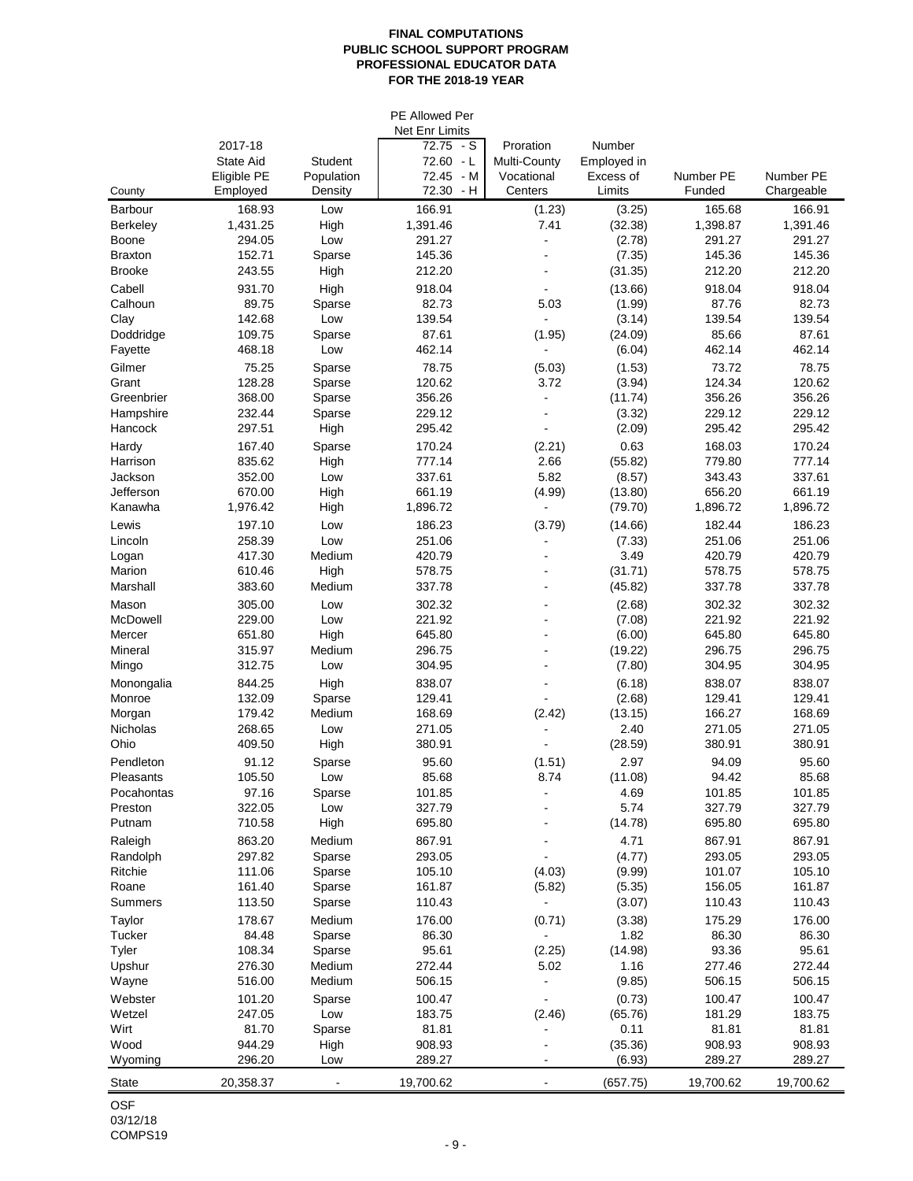**FINAL COMPUTATIONS**
**PUBLIC SCHOOL SUPPORT PROGRAM**
**PROFESSIONAL EDUCATOR DATA**
**FOR THE 2018-19 YEAR**

| County | 2017-18 State Aid Eligible PE Employed | Student Population Density | PE Allowed Per Net Enr Limits 72.75 - S 72.60 - L 72.45 - M 72.30 - H | Proration Multi-County Vocational Centers | Number Employed in Excess of Limits | Number PE Funded | Number PE Chargeable |
|---|---|---|---|---|---|---|---|
| Barbour | 168.93 | Low | 166.91 | (1.23) | (3.25) | 165.68 | 166.91 |
| Berkeley | 1,431.25 | High | 1,391.46 | 7.41 | (32.38) | 1,398.87 | 1,391.46 |
| Boone | 294.05 | Low | 291.27 | - | (2.78) | 291.27 | 291.27 |
| Braxton | 152.71 | Sparse | 145.36 | - | (7.35) | 145.36 | 145.36 |
| Brooke | 243.55 | High | 212.20 | - | (31.35) | 212.20 | 212.20 |
| Cabell | 931.70 | High | 918.04 | - | (13.66) | 918.04 | 918.04 |
| Calhoun | 89.75 | Sparse | 82.73 | 5.03 | (1.99) | 87.76 | 82.73 |
| Clay | 142.68 | Low | 139.54 | - | (3.14) | 139.54 | 139.54 |
| Doddridge | 109.75 | Sparse | 87.61 | (1.95) | (24.09) | 85.66 | 87.61 |
| Fayette | 468.18 | Low | 462.14 | - | (6.04) | 462.14 | 462.14 |
| Gilmer | 75.25 | Sparse | 78.75 | (5.03) | (1.53) | 73.72 | 78.75 |
| Grant | 128.28 | Sparse | 120.62 | 3.72 | (3.94) | 124.34 | 120.62 |
| Greenbrier | 368.00 | Sparse | 356.26 | - | (11.74) | 356.26 | 356.26 |
| Hampshire | 232.44 | Sparse | 229.12 | - | (3.32) | 229.12 | 229.12 |
| Hancock | 297.51 | High | 295.42 | - | (2.09) | 295.42 | 295.42 |
| Hardy | 167.40 | Sparse | 170.24 | (2.21) | 0.63 | 168.03 | 170.24 |
| Harrison | 835.62 | High | 777.14 | 2.66 | (55.82) | 779.80 | 777.14 |
| Jackson | 352.00 | Low | 337.61 | 5.82 | (8.57) | 343.43 | 337.61 |
| Jefferson | 670.00 | High | 661.19 | (4.99) | (13.80) | 656.20 | 661.19 |
| Kanawha | 1,976.42 | High | 1,896.72 | - | (79.70) | 1,896.72 | 1,896.72 |
| Lewis | 197.10 | Low | 186.23 | (3.79) | (14.66) | 182.44 | 186.23 |
| Lincoln | 258.39 | Low | 251.06 | - | (7.33) | 251.06 | 251.06 |
| Logan | 417.30 | Medium | 420.79 | - | 3.49 | 420.79 | 420.79 |
| Marion | 610.46 | High | 578.75 | - | (31.71) | 578.75 | 578.75 |
| Marshall | 383.60 | Medium | 337.78 | - | (45.82) | 337.78 | 337.78 |
| Mason | 305.00 | Low | 302.32 | - | (2.68) | 302.32 | 302.32 |
| McDowell | 229.00 | Low | 221.92 | - | (7.08) | 221.92 | 221.92 |
| Mercer | 651.80 | High | 645.80 | - | (6.00) | 645.80 | 645.80 |
| Mineral | 315.97 | Medium | 296.75 | - | (19.22) | 296.75 | 296.75 |
| Mingo | 312.75 | Low | 304.95 | - | (7.80) | 304.95 | 304.95 |
| Monongalia | 844.25 | High | 838.07 | - | (6.18) | 838.07 | 838.07 |
| Monroe | 132.09 | Sparse | 129.41 | - | (2.68) | 129.41 | 129.41 |
| Morgan | 179.42 | Medium | 168.69 | (2.42) | (13.15) | 166.27 | 168.69 |
| Nicholas | 268.65 | Low | 271.05 | - | 2.40 | 271.05 | 271.05 |
| Ohio | 409.50 | High | 380.91 | - | (28.59) | 380.91 | 380.91 |
| Pendleton | 91.12 | Sparse | 95.60 | (1.51) | 2.97 | 94.09 | 95.60 |
| Pleasants | 105.50 | Low | 85.68 | 8.74 | (11.08) | 94.42 | 85.68 |
| Pocahontas | 97.16 | Sparse | 101.85 | - | 4.69 | 101.85 | 101.85 |
| Preston | 322.05 | Low | 327.79 | - | 5.74 | 327.79 | 327.79 |
| Putnam | 710.58 | High | 695.80 | - | (14.78) | 695.80 | 695.80 |
| Raleigh | 863.20 | Medium | 867.91 | - | 4.71 | 867.91 | 867.91 |
| Randolph | 297.82 | Sparse | 293.05 | - | (4.77) | 293.05 | 293.05 |
| Ritchie | 111.06 | Sparse | 105.10 | (4.03) | (9.99) | 101.07 | 105.10 |
| Roane | 161.40 | Sparse | 161.87 | (5.82) | (5.35) | 156.05 | 161.87 |
| Summers | 113.50 | Sparse | 110.43 | - | (3.07) | 110.43 | 110.43 |
| Taylor | 178.67 | Medium | 176.00 | (0.71) | (3.38) | 175.29 | 176.00 |
| Tucker | 84.48 | Sparse | 86.30 | - | 1.82 | 86.30 | 86.30 |
| Tyler | 108.34 | Sparse | 95.61 | (2.25) | (14.98) | 93.36 | 95.61 |
| Upshur | 276.30 | Medium | 272.44 | 5.02 | 1.16 | 277.46 | 272.44 |
| Wayne | 516.00 | Medium | 506.15 | - | (9.85) | 506.15 | 506.15 |
| Webster | 101.20 | Sparse | 100.47 | - | (0.73) | 100.47 | 100.47 |
| Wetzel | 247.05 | Low | 183.75 | (2.46) | (65.76) | 181.29 | 183.75 |
| Wirt | 81.70 | Sparse | 81.81 | - | 0.11 | 81.81 | 81.81 |
| Wood | 944.29 | High | 908.93 | - | (35.36) | 908.93 | 908.93 |
| Wyoming | 296.20 | Low | 289.27 | - | (6.93) | 289.27 | 289.27 |
| State | 20,358.37 | - | 19,700.62 | - | (657.75) | 19,700.62 | 19,700.62 |

OSF
03/12/18
COMPS19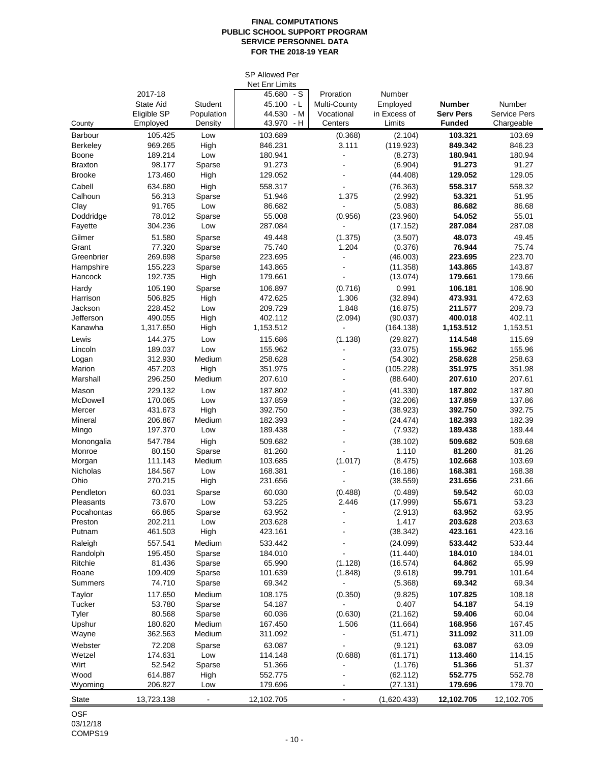**FINAL COMPUTATIONS**
**PUBLIC SCHOOL SUPPORT PROGRAM**
**SERVICE PERSONNEL DATA**
**FOR THE 2018-19 YEAR**

| County | 2017-18 State Aid Eligible SP Employed | Student Population Density | SP Allowed Per Net Enr Limits 45.680 - S 45.100 - L 44.530 - M 43.970 - H | Proration Multi-County Vocational Centers | Number Employed in Excess of Limits | **Number Serv Pers Funded** | Number Service Pers Chargeable |
|---|---|---|---|---|---|---|---|
| Barbour | 105.425 | Low | 103.689 | (0.368) | (2.104) | **103.321** | 103.69 |
| Berkeley | 969.265 | High | 846.231 | 3.111 | (119.923) | **849.342** | 846.23 |
| Boone | 189.214 | Low | 180.941 | - | (8.273) | **180.941** | 180.94 |
| Braxton | 98.177 | Sparse | 91.273 | - | (6.904) | **91.273** | 91.27 |
| Brooke | 173.460 | High | 129.052 | - | (44.408) | **129.052** | 129.05 |
| Cabell | 634.680 | High | 558.317 | - | (76.363) | **558.317** | 558.32 |
| Calhoun | 56.313 | Sparse | 51.946 | 1.375 | (2.992) | **53.321** | 51.95 |
| Clay | 91.765 | Low | 86.682 | - | (5.083) | **86.682** | 86.68 |
| Doddridge | 78.012 | Sparse | 55.008 | (0.956) | (23.960) | **54.052** | 55.01 |
| Fayette | 304.236 | Low | 287.084 | - | (17.152) | **287.084** | 287.08 |
| Gilmer | 51.580 | Sparse | 49.448 | (1.375) | (3.507) | **48.073** | 49.45 |
| Grant | 77.320 | Sparse | 75.740 | 1.204 | (0.376) | **76.944** | 75.74 |
| Greenbrier | 269.698 | Sparse | 223.695 | - | (46.003) | **223.695** | 223.70 |
| Hampshire | 155.223 | Sparse | 143.865 | - | (11.358) | **143.865** | 143.87 |
| Hancock | 192.735 | High | 179.661 | - | (13.074) | **179.661** | 179.66 |
| Hardy | 105.190 | Sparse | 106.897 | (0.716) | 0.991 | **106.181** | 106.90 |
| Harrison | 506.825 | High | 472.625 | 1.306 | (32.894) | **473.931** | 472.63 |
| Jackson | 228.452 | Low | 209.729 | 1.848 | (16.875) | **211.577** | 209.73 |
| Jefferson | 490.055 | High | 402.112 | (2.094) | (90.037) | **400.018** | 402.11 |
| Kanawha | 1,317.650 | High | 1,153.512 | - | (164.138) | **1,153.512** | 1,153.51 |
| Lewis | 144.375 | Low | 115.686 | (1.138) | (29.827) | **114.548** | 115.69 |
| Lincoln | 189.037 | Low | 155.962 | - | (33.075) | **155.962** | 155.96 |
| Logan | 312.930 | Medium | 258.628 | - | (54.302) | **258.628** | 258.63 |
| Marion | 457.203 | High | 351.975 | - | (105.228) | **351.975** | 351.98 |
| Marshall | 296.250 | Medium | 207.610 | - | (88.640) | **207.610** | 207.61 |
| Mason | 229.132 | Low | 187.802 | - | (41.330) | **187.802** | 187.80 |
| McDowell | 170.065 | Low | 137.859 | - | (32.206) | **137.859** | 137.86 |
| Mercer | 431.673 | High | 392.750 | - | (38.923) | **392.750** | 392.75 |
| Mineral | 206.867 | Medium | 182.393 | - | (24.474) | **182.393** | 182.39 |
| Mingo | 197.370 | Low | 189.438 | - | (7.932) | **189.438** | 189.44 |
| Monongalia | 547.784 | High | 509.682 | - | (38.102) | **509.682** | 509.68 |
| Monroe | 80.150 | Sparse | 81.260 | - | 1.110 | **81.260** | 81.26 |
| Morgan | 111.143 | Medium | 103.685 | (1.017) | (8.475) | **102.668** | 103.69 |
| Nicholas | 184.567 | Low | 168.381 | - | (16.186) | **168.381** | 168.38 |
| Ohio | 270.215 | High | 231.656 | - | (38.559) | **231.656** | 231.66 |
| Pendleton | 60.031 | Sparse | 60.030 | (0.488) | (0.489) | **59.542** | 60.03 |
| Pleasants | 73.670 | Low | 53.225 | 2.446 | (17.999) | **55.671** | 53.23 |
| Pocahontas | 66.865 | Sparse | 63.952 | - | (2.913) | **63.952** | 63.95 |
| Preston | 202.211 | Low | 203.628 | - | 1.417 | **203.628** | 203.63 |
| Putnam | 461.503 | High | 423.161 | - | (38.342) | **423.161** | 423.16 |
| Raleigh | 557.541 | Medium | 533.442 | - | (24.099) | **533.442** | 533.44 |
| Randolph | 195.450 | Sparse | 184.010 | - | (11.440) | **184.010** | 184.01 |
| Ritchie | 81.436 | Sparse | 65.990 | (1.128) | (16.574) | **64.862** | 65.99 |
| Roane | 109.409 | Sparse | 101.639 | (1.848) | (9.618) | **99.791** | 101.64 |
| Summers | 74.710 | Sparse | 69.342 | - | (5.368) | **69.342** | 69.34 |
| Taylor | 117.650 | Medium | 108.175 | (0.350) | (9.825) | **107.825** | 108.18 |
| Tucker | 53.780 | Sparse | 54.187 | - | 0.407 | **54.187** | 54.19 |
| Tyler | 80.568 | Sparse | 60.036 | (0.630) | (21.162) | **59.406** | 60.04 |
| Upshur | 180.620 | Medium | 167.450 | 1.506 | (11.664) | **168.956** | 167.45 |
| Wayne | 362.563 | Medium | 311.092 | - | (51.471) | **311.092** | 311.09 |
| Webster | 72.208 | Sparse | 63.087 | - | (9.121) | **63.087** | 63.09 |
| Wetzel | 174.631 | Low | 114.148 | (0.688) | (61.171) | **113.460** | 114.15 |
| Wirt | 52.542 | Sparse | 51.366 | - | (1.176) | **51.366** | 51.37 |
| Wood | 614.887 | High | 552.775 | - | (62.112) | **552.775** | 552.78 |
| Wyoming | 206.827 | Low | 179.696 | - | (27.131) | **179.696** | 179.70 |
| State | 13,723.138 | - | 12,102.705 | - | (1,620.433) | **12,102.705** | 12,102.705 |

OSF
03/12/18
COMPS19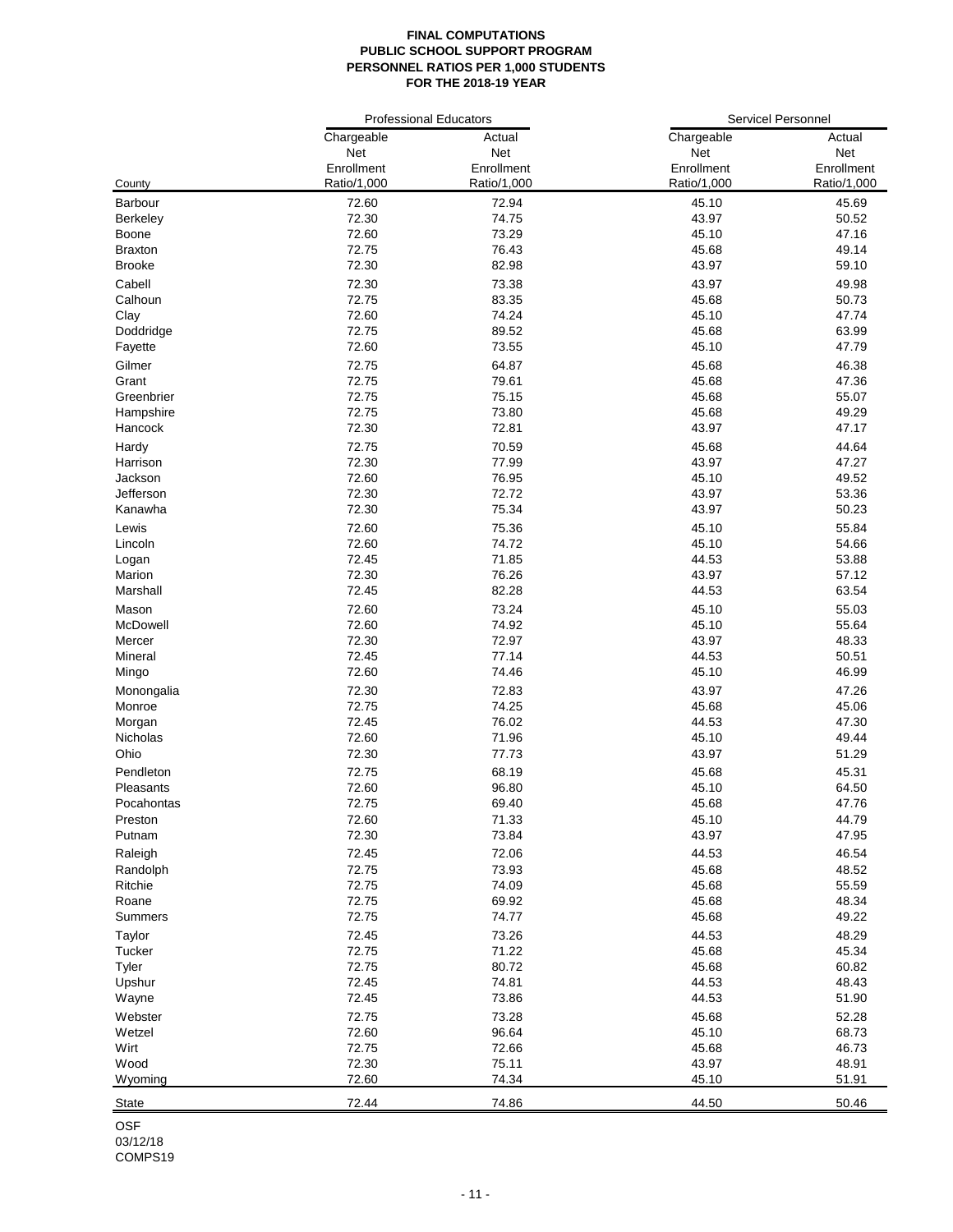**FINAL COMPUTATIONS**
**PUBLIC SCHOOL SUPPORT PROGRAM**
**PERSONNEL RATIOS PER 1,000 STUDENTS**
**FOR THE 2018-19 YEAR**

| | Professional Educators | | Servicel Personnel | |
|---|---|---|---|---|
| County | Chargeable Net Enrollment Ratio/1,000 | Actual Net Enrollment Ratio/1,000 | Chargeable Net Enrollment Ratio/1,000 | Actual Net Enrollment Ratio/1,000 |
| Barbour | 72.60 | 72.94 | 45.10 | 45.69 |
| Berkeley | 72.30 | 74.75 | 43.97 | 50.52 |
| Boone | 72.60 | 73.29 | 45.10 | 47.16 |
| Braxton | 72.75 | 76.43 | 45.68 | 49.14 |
| Brooke | 72.30 | 82.98 | 43.97 | 59.10 |
| Cabell | 72.30 | 73.38 | 43.97 | 49.98 |
| Calhoun | 72.75 | 83.35 | 45.68 | 50.73 |
| Clay | 72.60 | 74.24 | 45.10 | 47.74 |
| Doddridge | 72.75 | 89.52 | 45.68 | 63.99 |
| Fayette | 72.60 | 73.55 | 45.10 | 47.79 |
| Gilmer | 72.75 | 64.87 | 45.68 | 46.38 |
| Grant | 72.75 | 79.61 | 45.68 | 47.36 |
| Greenbrier | 72.75 | 75.15 | 45.68 | 55.07 |
| Hampshire | 72.75 | 73.80 | 45.68 | 49.29 |
| Hancock | 72.30 | 72.81 | 43.97 | 47.17 |
| Hardy | 72.75 | 70.59 | 45.68 | 44.64 |
| Harrison | 72.30 | 77.99 | 43.97 | 47.27 |
| Jackson | 72.60 | 76.95 | 45.10 | 49.52 |
| Jefferson | 72.30 | 72.72 | 43.97 | 53.36 |
| Kanawha | 72.30 | 75.34 | 43.97 | 50.23 |
| Lewis | 72.60 | 75.36 | 45.10 | 55.84 |
| Lincoln | 72.60 | 74.72 | 45.10 | 54.66 |
| Logan | 72.45 | 71.85 | 44.53 | 53.88 |
| Marion | 72.30 | 76.26 | 43.97 | 57.12 |
| Marshall | 72.45 | 82.28 | 44.53 | 63.54 |
| Mason | 72.60 | 73.24 | 45.10 | 55.03 |
| McDowell | 72.60 | 74.92 | 45.10 | 55.64 |
| Mercer | 72.30 | 72.97 | 43.97 | 48.33 |
| Mineral | 72.45 | 77.14 | 44.53 | 50.51 |
| Mingo | 72.60 | 74.46 | 45.10 | 46.99 |
| Monongalia | 72.30 | 72.83 | 43.97 | 47.26 |
| Monroe | 72.75 | 74.25 | 45.68 | 45.06 |
| Morgan | 72.45 | 76.02 | 44.53 | 47.30 |
| Nicholas | 72.60 | 71.96 | 45.10 | 49.44 |
| Ohio | 72.30 | 77.73 | 43.97 | 51.29 |
| Pendleton | 72.75 | 68.19 | 45.68 | 45.31 |
| Pleasants | 72.60 | 96.80 | 45.10 | 64.50 |
| Pocahontas | 72.75 | 69.40 | 45.68 | 47.76 |
| Preston | 72.60 | 71.33 | 45.10 | 44.79 |
| Putnam | 72.30 | 73.84 | 43.97 | 47.95 |
| Raleigh | 72.45 | 72.06 | 44.53 | 46.54 |
| Randolph | 72.75 | 73.93 | 45.68 | 48.52 |
| Ritchie | 72.75 | 74.09 | 45.68 | 55.59 |
| Roane | 72.75 | 69.92 | 45.68 | 48.34 |
| Summers | 72.75 | 74.77 | 45.68 | 49.22 |
| Taylor | 72.45 | 73.26 | 44.53 | 48.29 |
| Tucker | 72.75 | 71.22 | 45.68 | 45.34 |
| Tyler | 72.75 | 80.72 | 45.68 | 60.82 |
| Upshur | 72.45 | 74.81 | 44.53 | 48.43 |
| Wayne | 72.45 | 73.86 | 44.53 | 51.90 |
| Webster | 72.75 | 73.28 | 45.68 | 52.28 |
| Wetzel | 72.60 | 96.64 | 45.10 | 68.73 |
| Wirt | 72.75 | 72.66 | 45.68 | 46.73 |
| Wood | 72.30 | 75.11 | 43.97 | 48.91 |
| Wyoming | 72.60 | 74.34 | 45.10 | 51.91 |
| State | 72.44 | 74.86 | 44.50 | 50.46 |

OSF
03/12/18
COMPS19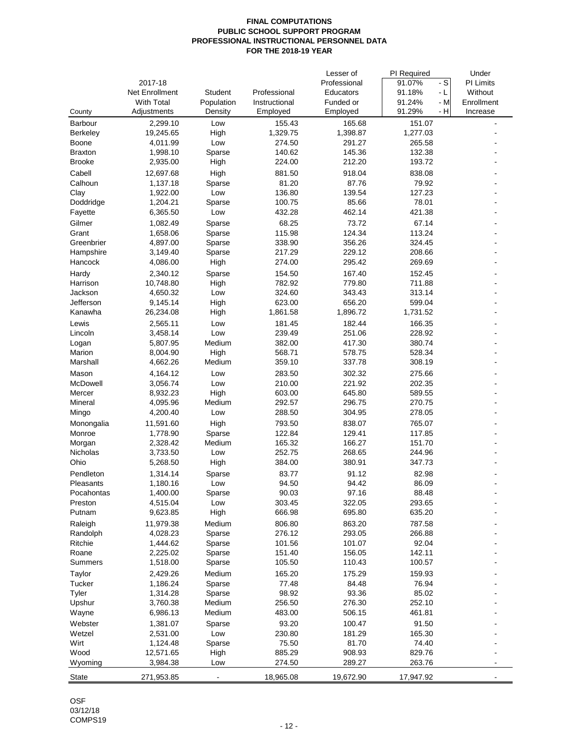**FINAL COMPUTATIONS**
**PUBLIC SCHOOL SUPPORT PROGRAM**
**PROFESSIONAL INSTRUCTIONAL PERSONNEL DATA**
**FOR THE 2018-19 YEAR**

| County | 2017-18 Net Enrollment With Total Adjustments | Student Population Density | Professional Instructional Employed | Lesser of Professional Educators Funded or Employed | PI Required 91.07% - S 91.18% - L 91.24% - M 91.29% - H | Under PI Limits Without Enrollment Increase |
|---|---|---|---|---|---|---|
| Barbour | 2,299.10 | Low | 155.43 | 165.68 | 151.07 | - |
| Berkeley | 19,245.65 | High | 1,329.75 | 1,398.87 | 1,277.03 | - |
| Boone | 4,011.99 | Low | 274.50 | 291.27 | 265.58 | - |
| Braxton | 1,998.10 | Sparse | 140.62 | 145.36 | 132.38 | - |
| Brooke | 2,935.00 | High | 224.00 | 212.20 | 193.72 | - |
| Cabell | 12,697.68 | High | 881.50 | 918.04 | 838.08 | - |
| Calhoun | 1,137.18 | Sparse | 81.20 | 87.76 | 79.92 | - |
| Clay | 1,922.00 | Low | 136.80 | 139.54 | 127.23 | - |
| Doddridge | 1,204.21 | Sparse | 100.75 | 85.66 | 78.01 | - |
| Fayette | 6,365.50 | Low | 432.28 | 462.14 | 421.38 | - |
| Gilmer | 1,082.49 | Sparse | 68.25 | 73.72 | 67.14 | - |
| Grant | 1,658.06 | Sparse | 115.98 | 124.34 | 113.24 | - |
| Greenbrier | 4,897.00 | Sparse | 338.90 | 356.26 | 324.45 | - |
| Hampshire | 3,149.40 | Sparse | 217.29 | 229.12 | 208.66 | - |
| Hancock | 4,086.00 | High | 274.00 | 295.42 | 269.69 | - |
| Hardy | 2,340.12 | Sparse | 154.50 | 167.40 | 152.45 | - |
| Harrison | 10,748.80 | High | 782.92 | 779.80 | 711.88 | - |
| Jackson | 4,650.32 | Low | 324.60 | 343.43 | 313.14 | - |
| Jefferson | 9,145.14 | High | 623.00 | 656.20 | 599.04 | - |
| Kanawha | 26,234.08 | High | 1,861.58 | 1,896.72 | 1,731.52 | - |
| Lewis | 2,565.11 | Low | 181.45 | 182.44 | 166.35 | - |
| Lincoln | 3,458.14 | Low | 239.49 | 251.06 | 228.92 | - |
| Logan | 5,807.95 | Medium | 382.00 | 417.30 | 380.74 | - |
| Marion | 8,004.90 | High | 568.71 | 578.75 | 528.34 | - |
| Marshall | 4,662.26 | Medium | 359.10 | 337.78 | 308.19 | - |
| Mason | 4,164.12 | Low | 283.50 | 302.32 | 275.66 | - |
| McDowell | 3,056.74 | Low | 210.00 | 221.92 | 202.35 | - |
| Mercer | 8,932.23 | High | 603.00 | 645.80 | 589.55 | - |
| Mineral | 4,095.96 | Medium | 292.57 | 296.75 | 270.75 | - |
| Mingo | 4,200.40 | Low | 288.50 | 304.95 | 278.05 | - |
| Monongalia | 11,591.60 | High | 793.50 | 838.07 | 765.07 | - |
| Monroe | 1,778.90 | Sparse | 122.84 | 129.41 | 117.85 | - |
| Morgan | 2,328.42 | Medium | 165.32 | 166.27 | 151.70 | - |
| Nicholas | 3,733.50 | Low | 252.75 | 268.65 | 244.96 | - |
| Ohio | 5,268.50 | High | 384.00 | 380.91 | 347.73 | - |
| Pendleton | 1,314.14 | Sparse | 83.77 | 91.12 | 82.98 | - |
| Pleasants | 1,180.16 | Low | 94.50 | 94.42 | 86.09 | - |
| Pocahontas | 1,400.00 | Sparse | 90.03 | 97.16 | 88.48 | - |
| Preston | 4,515.04 | Low | 303.45 | 322.05 | 293.65 | - |
| Putnam | 9,623.85 | High | 666.98 | 695.80 | 635.20 | - |
| Raleigh | 11,979.38 | Medium | 806.80 | 863.20 | 787.58 | - |
| Randolph | 4,028.23 | Sparse | 276.12 | 293.05 | 266.88 | - |
| Ritchie | 1,444.62 | Sparse | 101.56 | 101.07 | 92.04 | - |
| Roane | 2,225.02 | Sparse | 151.40 | 156.05 | 142.11 | - |
| Summers | 1,518.00 | Sparse | 105.50 | 110.43 | 100.57 | - |
| Taylor | 2,429.26 | Medium | 165.20 | 175.29 | 159.93 | - |
| Tucker | 1,186.24 | Sparse | 77.48 | 84.48 | 76.94 | - |
| Tyler | 1,314.28 | Sparse | 98.92 | 93.36 | 85.02 | - |
| Upshur | 3,760.38 | Medium | 256.50 | 276.30 | 252.10 | - |
| Wayne | 6,986.13 | Medium | 483.00 | 506.15 | 461.81 | - |
| Webster | 1,381.07 | Sparse | 93.20 | 100.47 | 91.50 | - |
| Wetzel | 2,531.00 | Low | 230.80 | 181.29 | 165.30 | - |
| Wirt | 1,124.48 | Sparse | 75.50 | 81.70 | 74.40 | - |
| Wood | 12,571.65 | High | 885.29 | 908.93 | 829.76 | - |
| Wyoming | 3,984.38 | Low | 274.50 | 289.27 | 263.76 | - |
| State | 271,953.85 | - | 18,965.08 | 19,672.90 | 17,947.92 | - |

OSF
03/12/18
COMPS19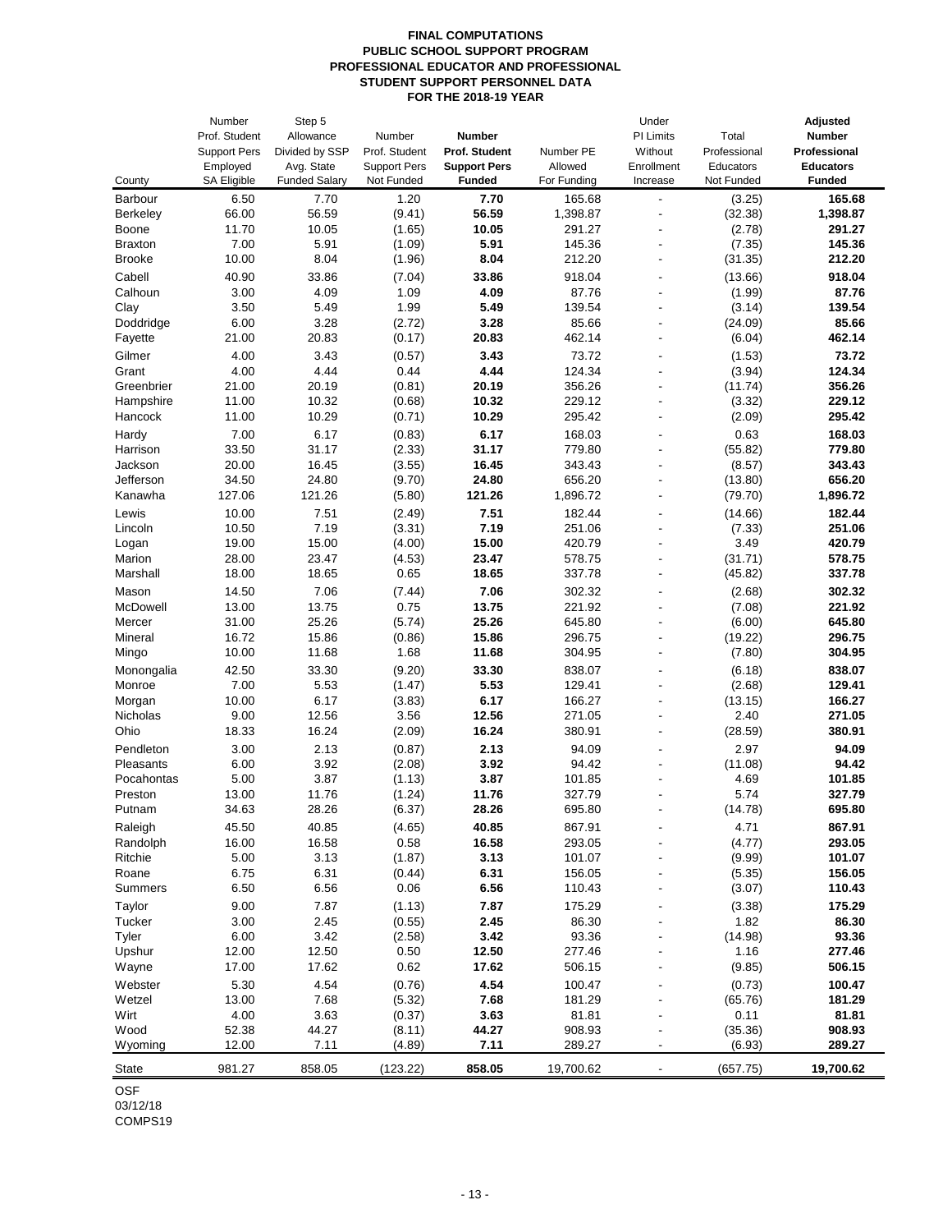# FINAL COMPUTATIONS
## PUBLIC SCHOOL SUPPORT PROGRAM
## PROFESSIONAL EDUCATOR AND PROFESSIONAL STUDENT SUPPORT PERSONNEL DATA
## FOR THE 2018-19 YEAR

| County | Number Prof. Student Support Pers Employed SA Eligible | Step 5 Allowance Divided by SSP Avg. State Funded Salary | Number Prof. Student Support Pers Not Funded | **Number Prof. Student Support Pers Funded** | Number PE Allowed For Funding | Under PI Limits Without Enrollment Increase | Total Professional Educators Not Funded | **Adjusted Number Professional Educators Funded** |
|---|---|---|---|---|---|---|---|---|
| Barbour | 6.50 | 7.70 | 1.20 | **7.70** | 165.68 | - | (3.25) | **165.68** |
| Berkeley | 66.00 | 56.59 | (9.41) | **56.59** | 1,398.87 | - | (32.38) | **1,398.87** |
| Boone | 11.70 | 10.05 | (1.65) | **10.05** | 291.27 | - | (2.78) | **291.27** |
| Braxton | 7.00 | 5.91 | (1.09) | **5.91** | 145.36 | - | (7.35) | **145.36** |
| Brooke | 10.00 | 8.04 | (1.96) | **8.04** | 212.20 | - | (31.35) | **212.20** |
| Cabell | 40.90 | 33.86 | (7.04) | **33.86** | 918.04 | - | (13.66) | **918.04** |
| Calhoun | 3.00 | 4.09 | 1.09 | **4.09** | 87.76 | - | (1.99) | **87.76** |
| Clay | 3.50 | 5.49 | 1.99 | **5.49** | 139.54 | - | (3.14) | **139.54** |
| Doddridge | 6.00 | 3.28 | (2.72) | **3.28** | 85.66 | - | (24.09) | **85.66** |
| Fayette | 21.00 | 20.83 | (0.17) | **20.83** | 462.14 | - | (6.04) | **462.14** |
| Gilmer | 4.00 | 3.43 | (0.57) | **3.43** | 73.72 | - | (1.53) | **73.72** |
| Grant | 4.00 | 4.44 | 0.44 | **4.44** | 124.34 | - | (3.94) | **124.34** |
| Greenbrier | 21.00 | 20.19 | (0.81) | **20.19** | 356.26 | - | (11.74) | **356.26** |
| Hampshire | 11.00 | 10.32 | (0.68) | **10.32** | 229.12 | - | (3.32) | **229.12** |
| Hancock | 11.00 | 10.29 | (0.71) | **10.29** | 295.42 | - | (2.09) | **295.42** |
| Hardy | 7.00 | 6.17 | (0.83) | **6.17** | 168.03 | - | 0.63 | **168.03** |
| Harrison | 33.50 | 31.17 | (2.33) | **31.17** | 779.80 | - | (55.82) | **779.80** |
| Jackson | 20.00 | 16.45 | (3.55) | **16.45** | 343.43 | - | (8.57) | **343.43** |
| Jefferson | 34.50 | 24.80 | (9.70) | **24.80** | 656.20 | - | (13.80) | **656.20** |
| Kanawha | 127.06 | 121.26 | (5.80) | **121.26** | 1,896.72 | - | (79.70) | **1,896.72** |
| Lewis | 10.00 | 7.51 | (2.49) | **7.51** | 182.44 | - | (14.66) | **182.44** |
| Lincoln | 10.50 | 7.19 | (3.31) | **7.19** | 251.06 | - | (7.33) | **251.06** |
| Logan | 19.00 | 15.00 | (4.00) | **15.00** | 420.79 | - | 3.49 | **420.79** |
| Marion | 28.00 | 23.47 | (4.53) | **23.47** | 578.75 | - | (31.71) | **578.75** |
| Marshall | 18.00 | 18.65 | 0.65 | **18.65** | 337.78 | - | (45.82) | **337.78** |
| Mason | 14.50 | 7.06 | (7.44) | **7.06** | 302.32 | - | (2.68) | **302.32** |
| McDowell | 13.00 | 13.75 | 0.75 | **13.75** | 221.92 | - | (7.08) | **221.92** |
| Mercer | 31.00 | 25.26 | (5.74) | **25.26** | 645.80 | - | (6.00) | **645.80** |
| Mineral | 16.72 | 15.86 | (0.86) | **15.86** | 296.75 | - | (19.22) | **296.75** |
| Mingo | 10.00 | 11.68 | 1.68 | **11.68** | 304.95 | - | (7.80) | **304.95** |
| Monongalia | 42.50 | 33.30 | (9.20) | **33.30** | 838.07 | - | (6.18) | **838.07** |
| Monroe | 7.00 | 5.53 | (1.47) | **5.53** | 129.41 | - | (2.68) | **129.41** |
| Morgan | 10.00 | 6.17 | (3.83) | **6.17** | 166.27 | - | (13.15) | **166.27** |
| Nicholas | 9.00 | 12.56 | 3.56 | **12.56** | 271.05 | - | 2.40 | **271.05** |
| Ohio | 18.33 | 16.24 | (2.09) | **16.24** | 380.91 | - | (28.59) | **380.91** |
| Pendleton | 3.00 | 2.13 | (0.87) | **2.13** | 94.09 | - | 2.97 | **94.09** |
| Pleasants | 6.00 | 3.92 | (2.08) | **3.92** | 94.42 | - | (11.08) | **94.42** |
| Pocahontas | 5.00 | 3.87 | (1.13) | **3.87** | 101.85 | - | 4.69 | **101.85** |
| Preston | 13.00 | 11.76 | (1.24) | **11.76** | 327.79 | - | 5.74 | **327.79** |
| Putnam | 34.63 | 28.26 | (6.37) | **28.26** | 695.80 | - | (14.78) | **695.80** |
| Raleigh | 45.50 | 40.85 | (4.65) | **40.85** | 867.91 | - | 4.71 | **867.91** |
| Randolph | 16.00 | 16.58 | 0.58 | **16.58** | 293.05 | - | (4.77) | **293.05** |
| Ritchie | 5.00 | 3.13 | (1.87) | **3.13** | 101.07 | - | (9.99) | **101.07** |
| Roane | 6.75 | 6.31 | (0.44) | **6.31** | 156.05 | - | (5.35) | **156.05** |
| Summers | 6.50 | 6.56 | 0.06 | **6.56** | 110.43 | - | (3.07) | **110.43** |
| Taylor | 9.00 | 7.87 | (1.13) | **7.87** | 175.29 | - | (3.38) | **175.29** |
| Tucker | 3.00 | 2.45 | (0.55) | **2.45** | 86.30 | - | 1.82 | **86.30** |
| Tyler | 6.00 | 3.42 | (2.58) | **3.42** | 93.36 | - | (14.98) | **93.36** |
| Upshur | 12.00 | 12.50 | 0.50 | **12.50** | 277.46 | - | 1.16 | **277.46** |
| Wayne | 17.00 | 17.62 | 0.62 | **17.62** | 506.15 | - | (9.85) | **506.15** |
| Webster | 5.30 | 4.54 | (0.76) | **4.54** | 100.47 | - | (0.73) | **100.47** |
| Wetzel | 13.00 | 7.68 | (5.32) | **7.68** | 181.29 | - | (65.76) | **181.29** |
| Wirt | 4.00 | 3.63 | (0.37) | **3.63** | 81.81 | - | 0.11 | **81.81** |
| Wood | 52.38 | 44.27 | (8.11) | **44.27** | 908.93 | - | (35.36) | **908.93** |
| Wyoming | 12.00 | 7.11 | (4.89) | **7.11** | 289.27 | - | (6.93) | **289.27** |
| State | 981.27 | 858.05 | (123.22) | **858.05** | 19,700.62 | - | (657.75) | **19,700.62** |

OSF
03/12/18
COMPS19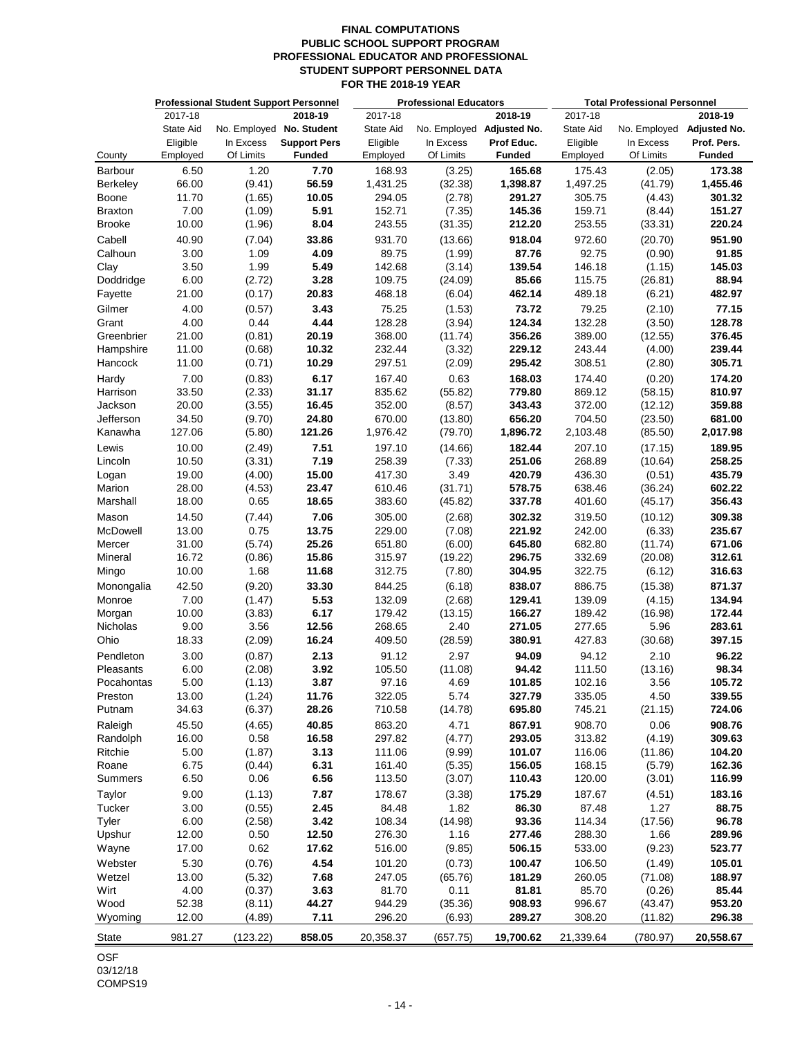**FINAL COMPUTATIONS**
**PUBLIC SCHOOL SUPPORT PROGRAM**
**PROFESSIONAL EDUCATOR AND PROFESSIONAL**
**STUDENT SUPPORT PERSONNEL DATA**
**FOR THE 2018-19 YEAR**

| | Professional Student Support Personnel | | | Professional Educators | | | Total Professional Personnel | | |
|---|---|---|---|---|---|---|---|---|---|
| County | 2017-18 State Aid Eligible Employed | No. Employed In Excess Of Limits | 2018-19 No. Student Support Pers Funded | 2017-18 State Aid Eligible Employed | No. Employed In Excess Of Limits | 2018-19 Adjusted No. Prof Educ. Funded | 2017-18 State Aid Eligible Employed | No. Employed In Excess Of Limits | 2018-19 Adjusted No. Prof. Pers. Funded |
| Barbour | 6.50 | 1.20 | **7.70** | 168.93 | (3.25) | **165.68** | 175.43 | (2.05) | **173.38** |
| Berkeley | 66.00 | (9.41) | **56.59** | 1,431.25 | (32.38) | **1,398.87** | 1,497.25 | (41.79) | **1,455.46** |
| Boone | 11.70 | (1.65) | **10.05** | 294.05 | (2.78) | **291.27** | 305.75 | (4.43) | **301.32** |
| Braxton | 7.00 | (1.09) | **5.91** | 152.71 | (7.35) | **145.36** | 159.71 | (8.44) | **151.27** |
| Brooke | 10.00 | (1.96) | **8.04** | 243.55 | (31.35) | **212.20** | 253.55 | (33.31) | **220.24** |
| Cabell | 40.90 | (7.04) | **33.86** | 931.70 | (13.66) | **918.04** | 972.60 | (20.70) | **951.90** |
| Calhoun | 3.00 | 1.09 | **4.09** | 89.75 | (1.99) | **87.76** | 92.75 | (0.90) | **91.85** |
| Clay | 3.50 | 1.99 | **5.49** | 142.68 | (3.14) | **139.54** | 146.18 | (1.15) | **145.03** |
| Doddridge | 6.00 | (2.72) | **3.28** | 109.75 | (24.09) | **85.66** | 115.75 | (26.81) | **88.94** |
| Fayette | 21.00 | (0.17) | **20.83** | 468.18 | (6.04) | **462.14** | 489.18 | (6.21) | **482.97** |
| Gilmer | 4.00 | (0.57) | **3.43** | 75.25 | (1.53) | **73.72** | 79.25 | (2.10) | **77.15** |
| Grant | 4.00 | 0.44 | **4.44** | 128.28 | (3.94) | **124.34** | 132.28 | (3.50) | **128.78** |
| Greenbrier | 21.00 | (0.81) | **20.19** | 368.00 | (11.74) | **356.26** | 389.00 | (12.55) | **376.45** |
| Hampshire | 11.00 | (0.68) | **10.32** | 232.44 | (3.32) | **229.12** | 243.44 | (4.00) | **239.44** |
| Hancock | 11.00 | (0.71) | **10.29** | 297.51 | (2.09) | **295.42** | 308.51 | (2.80) | **305.71** |
| Hardy | 7.00 | (0.83) | **6.17** | 167.40 | 0.63 | **168.03** | 174.40 | (0.20) | **174.20** |
| Harrison | 33.50 | (2.33) | **31.17** | 835.62 | (55.82) | **779.80** | 869.12 | (58.15) | **810.97** |
| Jackson | 20.00 | (3.55) | **16.45** | 352.00 | (8.57) | **343.43** | 372.00 | (12.12) | **359.88** |
| Jefferson | 34.50 | (9.70) | **24.80** | 670.00 | (13.80) | **656.20** | 704.50 | (23.50) | **681.00** |
| Kanawha | 127.06 | (5.80) | **121.26** | 1,976.42 | (79.70) | **1,896.72** | 2,103.48 | (85.50) | **2,017.98** |
| Lewis | 10.00 | (2.49) | **7.51** | 197.10 | (14.66) | **182.44** | 207.10 | (17.15) | **189.95** |
| Lincoln | 10.50 | (3.31) | **7.19** | 258.39 | (7.33) | **251.06** | 268.89 | (10.64) | **258.25** |
| Logan | 19.00 | (4.00) | **15.00** | 417.30 | 3.49 | **420.79** | 436.30 | (0.51) | **435.79** |
| Marion | 28.00 | (4.53) | **23.47** | 610.46 | (31.71) | **578.75** | 638.46 | (36.24) | **602.22** |
| Marshall | 18.00 | 0.65 | **18.65** | 383.60 | (45.82) | **337.78** | 401.60 | (45.17) | **356.43** |
| Mason | 14.50 | (7.44) | **7.06** | 305.00 | (2.68) | **302.32** | 319.50 | (10.12) | **309.38** |
| McDowell | 13.00 | 0.75 | **13.75** | 229.00 | (7.08) | **221.92** | 242.00 | (6.33) | **235.67** |
| Mercer | 31.00 | (5.74) | **25.26** | 651.80 | (6.00) | **645.80** | 682.80 | (11.74) | **671.06** |
| Mineral | 16.72 | (0.86) | **15.86** | 315.97 | (19.22) | **296.75** | 332.69 | (20.08) | **312.61** |
| Mingo | 10.00 | 1.68 | **11.68** | 312.75 | (7.80) | **304.95** | 322.75 | (6.12) | **316.63** |
| Monongalia | 42.50 | (9.20) | **33.30** | 844.25 | (6.18) | **838.07** | 886.75 | (15.38) | **871.37** |
| Monroe | 7.00 | (1.47) | **5.53** | 132.09 | (2.68) | **129.41** | 139.09 | (4.15) | **134.94** |
| Morgan | 10.00 | (3.83) | **6.17** | 179.42 | (13.15) | **166.27** | 189.42 | (16.98) | **172.44** |
| Nicholas | 9.00 | 3.56 | **12.56** | 268.65 | 2.40 | **271.05** | 277.65 | 5.96 | **283.61** |
| Ohio | 18.33 | (2.09) | **16.24** | 409.50 | (28.59) | **380.91** | 427.83 | (30.68) | **397.15** |
| Pendleton | 3.00 | (0.87) | **2.13** | 91.12 | 2.97 | **94.09** | 94.12 | 2.10 | **96.22** |
| Pleasants | 6.00 | (2.08) | **3.92** | 105.50 | (11.08) | **94.42** | 111.50 | (13.16) | **98.34** |
| Pocahontas | 5.00 | (1.13) | **3.87** | 97.16 | 4.69 | **101.85** | 102.16 | 3.56 | **105.72** |
| Preston | 13.00 | (1.24) | **11.76** | 322.05 | 5.74 | **327.79** | 335.05 | 4.50 | **339.55** |
| Putnam | 34.63 | (6.37) | **28.26** | 710.58 | (14.78) | **695.80** | 745.21 | (21.15) | **724.06** |
| Raleigh | 45.50 | (4.65) | **40.85** | 863.20 | 4.71 | **867.91** | 908.70 | 0.06 | **908.76** |
| Randolph | 16.00 | 0.58 | **16.58** | 297.82 | (4.77) | **293.05** | 313.82 | (4.19) | **309.63** |
| Ritchie | 5.00 | (1.87) | **3.13** | 111.06 | (9.99) | **101.07** | 116.06 | (11.86) | **104.20** |
| Roane | 6.75 | (0.44) | **6.31** | 161.40 | (5.35) | **156.05** | 168.15 | (5.79) | **162.36** |
| Summers | 6.50 | 0.06 | **6.56** | 113.50 | (3.07) | **110.43** | 120.00 | (3.01) | **116.99** |
| Taylor | 9.00 | (1.13) | **7.87** | 178.67 | (3.38) | **175.29** | 187.67 | (4.51) | **183.16** |
| Tucker | 3.00 | (0.55) | **2.45** | 84.48 | 1.82 | **86.30** | 87.48 | 1.27 | **88.75** |
| Tyler | 6.00 | (2.58) | **3.42** | 108.34 | (14.98) | **93.36** | 114.34 | (17.56) | **96.78** |
| Upshur | 12.00 | 0.50 | **12.50** | 276.30 | 1.16 | **277.46** | 288.30 | 1.66 | **289.96** |
| Wayne | 17.00 | 0.62 | **17.62** | 516.00 | (9.85) | **506.15** | 533.00 | (9.23) | **523.77** |
| Webster | 5.30 | (0.76) | **4.54** | 101.20 | (0.73) | **100.47** | 106.50 | (1.49) | **105.01** |
| Wetzel | 13.00 | (5.32) | **7.68** | 247.05 | (65.76) | **181.29** | 260.05 | (71.08) | **188.97** |
| Wirt | 4.00 | (0.37) | **3.63** | 81.70 | 0.11 | **81.81** | 85.70 | (0.26) | **85.44** |
| Wood | 52.38 | (8.11) | **44.27** | 944.29 | (35.36) | **908.93** | 996.67 | (43.47) | **953.20** |
| Wyoming | 12.00 | (4.89) | **7.11** | 296.20 | (6.93) | **289.27** | 308.20 | (11.82) | **296.38** |
| State | 981.27 | (123.22) | **858.05** | 20,358.37 | (657.75) | **19,700.62** | 21,339.64 | (780.97) | **20,558.67** |

OSF
03/12/18
COMPS19